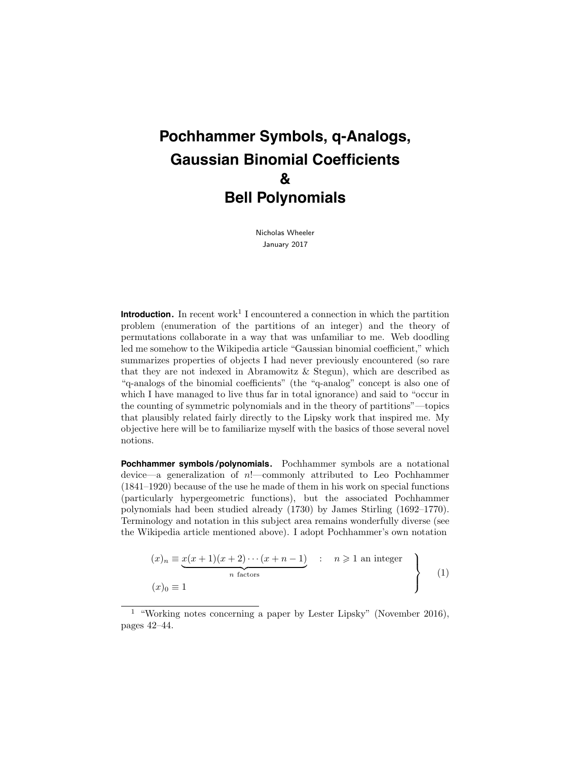# Pochhammer Symbols, q-Analogs, Gaussian Binomial Coefficients & Bell Polynomials

Nicholas Wheeler
January 2017

**Introduction.** In recent work[1] I encountered a connection in which the partition problem (enumeration of the partitions of an integer) and the theory of permutations collaborate in a way that was unfamiliar to me. Web doodling led me somehow to the Wikipedia article "Gaussian binomial coefficient," which summarizes properties of objects I had never previously encountered (so rare that they are not indexed in Abramowitz & Stegun), which are described as "q-analogs of the binomial coefficients" (the "q-analog" concept is also one of which I have managed to live thus far in total ignorance) and said to "occur in the counting of symmetric polynomials and in the theory of partitions"—topics that plausibly related fairly directly to the Lipsky work that inspired me. My objective here will be to familiarize myself with the basics of those several novel notions.

**Pochhammer symbols/polynomials.** Pochhammer symbols are a notational device—a generalization of $n!$—commonly attributed to Leo Pochhammer (1841–1920) because of the use he made of them in his work on special functions (particularly hypergeometric functions), but the associated Pochhammer polynomials had been studied already (1730) by James Stirling (1692–1770). Terminology and notation in this subject area remains wonderfully diverse (see the Wikipedia article mentioned above). I adopt Pochhammer's own notation

$$\left.\begin{aligned} (x)_n &\equiv \underbrace{x(x+1)(x+2)\cdots(x+n-1)}_{n \text{ factors}} \quad : \quad n \geqslant 1 \text{ an integer} \\ (x)_0 &\equiv 1 \end{aligned}\right\} \tag{1}$$

[1] "Working notes concerning a paper by Lester Lipsky" (November 2016), pages 42–44.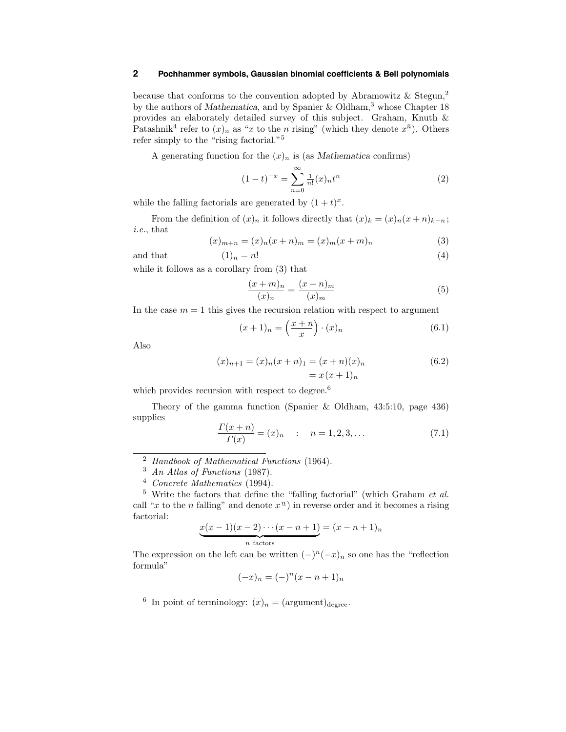because that conforms to the convention adopted by Abramowitz & Stegun,[2] by the authors of *Mathematica*, and by Spanier & Oldham,[3] whose Chapter 18 provides an elaborately detailed survey of this subject. Graham, Knuth & Patashnik[4] refer to $(x)_n$ as "$x$ to the $n$ rising" (which they denote $x^{\overline{n}}$). Others refer simply to the "rising factorial."[5]

A generating function for the $(x)_n$ is (as *Mathematica* confirms)

$$(1-t)^{-x} = \sum_{n=0}^{\infty} \tfrac{1}{n!}(x)_n t^n \tag{2}$$

while the falling factorials are generated by $(1+t)^x$.

From the definition of $(x)_n$ it follows directly that $(x)_k = (x)_n(x+n)_{k-n}$; *i.e.*, that

$$(x)_{m+n} = (x)_n(x+n)_m = (x)_m(x+m)_n \tag{3}$$

and that

$$(1)_n = n! \tag{4}$$

while it follows as a corollary from (3) that

$$\frac{(x+m)_n}{(x)_n} = \frac{(x+n)_m}{(x)_m} \tag{5}$$

In the case $m = 1$ this gives the recursion relation with respect to argument

$$(x+1)_n = \Big(\frac{x+n}{x}\Big)\cdot(x)_n \tag{6.1}$$

Also

$$\begin{aligned}(x)_{n+1} = (x)_n(x+n)_1 &= (x+n)(x)_n \\ &= x\,(x+1)_n\end{aligned} \tag{6.2}$$

which provides recursion with respect to degree.[6]

Theory of the gamma function (Spanier & Oldham, 43:5:10, page 436) supplies

$$\frac{\Gamma(x+n)}{\Gamma(x)} = (x)_n \quad : \quad n = 1, 2, 3, \ldots \tag{7.1}$$

---

[2] *Handbook of Mathematical Functions* (1964).

[3] *An Atlas of Functions* (1987).

[4] *Concrete Mathematics* (1994).

[5] Write the factors that define the "falling factorial" (which Graham *et al.* call "$x$ to the $n$ falling" and denote $x^{\underline{n}}$) in reverse order and it becomes a rising factorial:

$$\underbrace{x(x-1)(x-2)\cdots(x-n+1)}_{n \text{ factors}} = (x-n+1)_n$$

The expression on the left can be written $(-)^n(-x)_n$ so one has the "reflection formula"

$$(-x)_n = (-)^n(x-n+1)_n$$

[6] In point of terminology: $(x)_n = (\text{argument})_{\text{degree}}$.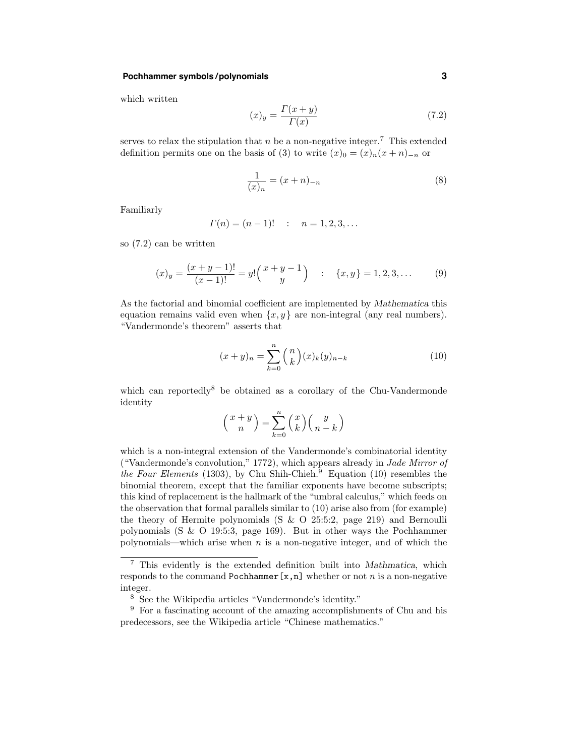which written

$$(x)_y = \frac{\Gamma(x+y)}{\Gamma(x)} \tag{7.2}$$

serves to relax the stipulation that $n$ be a non-negative integer.[7] This extended definition permits one on the basis of (3) to write $(x)_0 = (x)_n(x+n)_{-n}$ or

$$\frac{1}{(x)_n} = (x+n)_{-n} \tag{8}$$

Familiarly

$$\Gamma(n) = (n-1)! \quad : \quad n = 1, 2, 3, \ldots$$

so (7.2) can be written

$$(x)_y = \frac{(x+y-1)!}{(x-1)!} = y!\binom{x+y-1}{y} \quad : \quad \{x, y\} = 1, 2, 3, \ldots \tag{9}$$

As the factorial and binomial coefficient are implemented by *Mathematica* this equation remains valid even when $\{x, y\}$ are non-integral (any real numbers). "Vandermonde's theorem" asserts that

$$(x+y)_n = \sum_{k=0}^{n} \binom{n}{k} (x)_k (y)_{n-k} \tag{10}$$

which can reportedly[8] be obtained as a corollary of the Chu-Vandermonde identity

$$\binom{x+y}{n} = \sum_{k=0}^{n} \binom{x}{k}\binom{y}{n-k}$$

which is a non-integral extension of the Vandermonde's combinatorial identity ("Vandermonde's convolution," 1772), which appears already in *Jade Mirror of the Four Elements* (1303), by Chu Shih-Chieh.[9] Equation (10) resembles the binomial theorem, except that the familiar exponents have become subscripts; this kind of replacement is the hallmark of the "umbral calculus," which feeds on the observation that formal parallels similar to (10) arise also from (for example) the theory of Hermite polynomials (S & O 25:5:2, page 219) and Bernoulli polynomials (S & O 19:5:3, page 169). But in other ways the Pochhammer polynomials—which arise when $n$ is a non-negative integer, and of which the

---

[7] This evidently is the extended definition built into *Mathmatica*, which responds to the command `Pochhammer[x,n]` whether or not $n$ is a non-negative integer.

[8] See the Wikipedia articles "Vandermonde's identity."

[9] For a fascinating account of the amazing accomplishments of Chu and his predecessors, see the Wikipedia article "Chinese mathematics."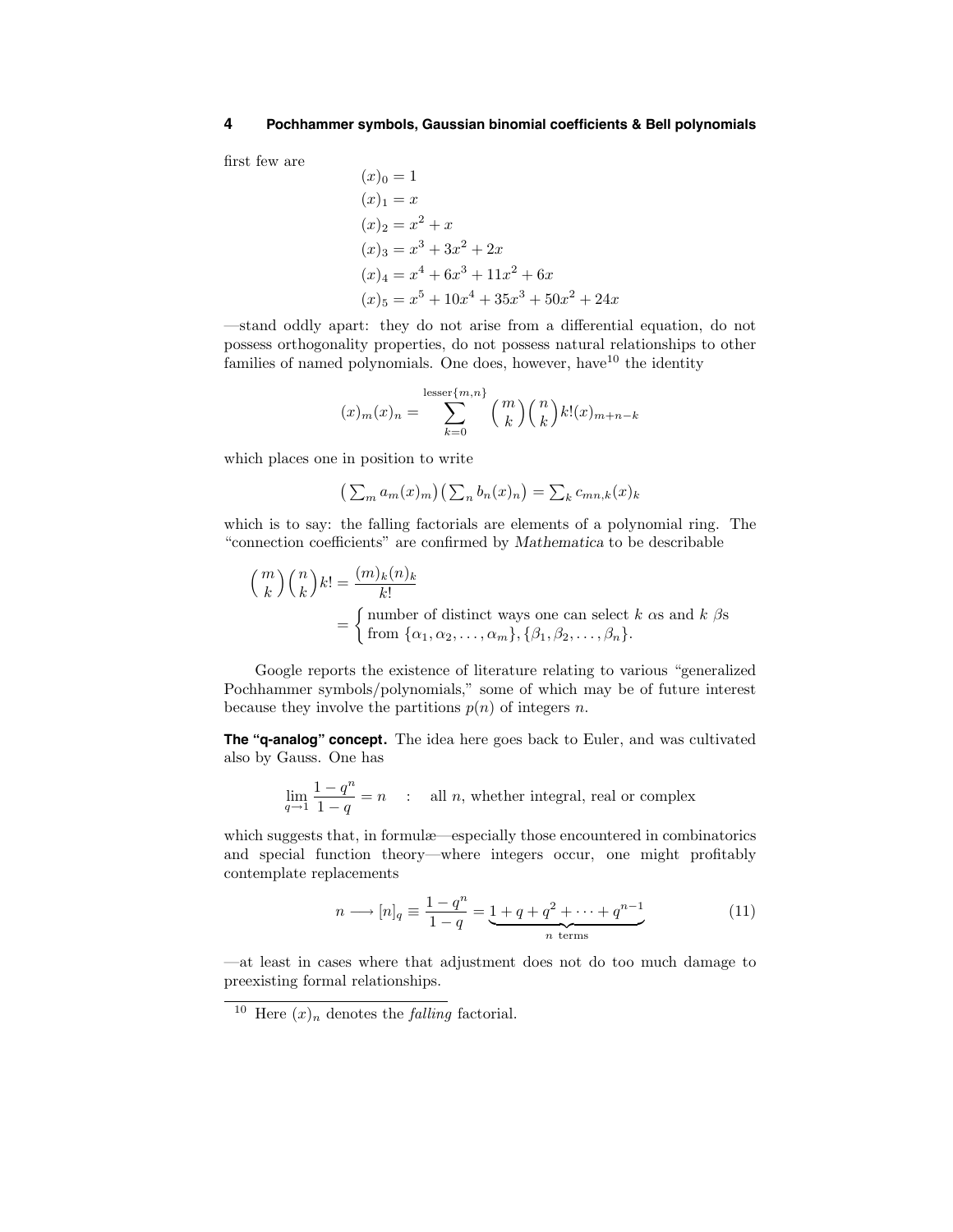first few are

$$
\begin{aligned}
(x)_0 &= 1 \\
(x)_1 &= x \\
(x)_2 &= x^2 + x \\
(x)_3 &= x^3 + 3x^2 + 2x \\
(x)_4 &= x^4 + 6x^3 + 11x^2 + 6x \\
(x)_5 &= x^5 + 10x^4 + 35x^3 + 50x^2 + 24x
\end{aligned}
$$

—stand oddly apart: they do not arise from a differential equation, do not possess orthogonality properties, do not possess natural relationships to other families of named polynomials. One does, however, have[10] the identity

$$
(x)_m(x)_n = \sum_{k=0}^{\text{lesser}\{m,n\}} \binom{m}{k}\binom{n}{k} k!(x)_{m+n-k}
$$

which places one in position to write

$$
\left(\sum_m a_m(x)_m\right)\left(\sum_n b_n(x)_n\right) = \sum_k c_{mn,k}(x)_k
$$

which is to say: the falling factorials are elements of a polynomial ring. The "connection coefficients" are confirmed by *Mathematica* to be describable

$$
\begin{aligned}
\binom{m}{k}\binom{n}{k}k! &= \frac{(m)_k(n)_k}{k!} \\
&= \left\{ \begin{array}{l} \text{number of distinct ways one can select } k\ \alpha\text{s and } k\ \beta\text{s} \\ \text{from } \{\alpha_1, \alpha_2, \ldots, \alpha_m\}, \{\beta_1, \beta_2, \ldots, \beta_n\}. \end{array} \right.
\end{aligned}
$$

Google reports the existence of literature relating to various "generalized Pochhammer symbols/polynomials," some of which may be of future interest because they involve the partitions $p(n)$ of integers $n$.

**The "q-analog" concept.** The idea here goes back to Euler, and was cultivated also by Gauss. One has

$$
\lim_{q\to 1} \frac{1-q^n}{1-q} = n \quad : \quad \text{all } n\text{, whether integral, real or complex}
$$

which suggests that, in formulæ—especially those encountered in combinatorics and special function theory—where integers occur, one might profitably contemplate replacements

$$
n \longrightarrow [n]_q \equiv \frac{1-q^n}{1-q} = \underbrace{1 + q + q^2 + \cdots + q^{n-1}}_{n \text{ terms}} \tag{11}
$$

—at least in cases where that adjustment does not do too much damage to preexisting formal relationships.

---

[10] Here $(x)_n$ denotes the *falling* factorial.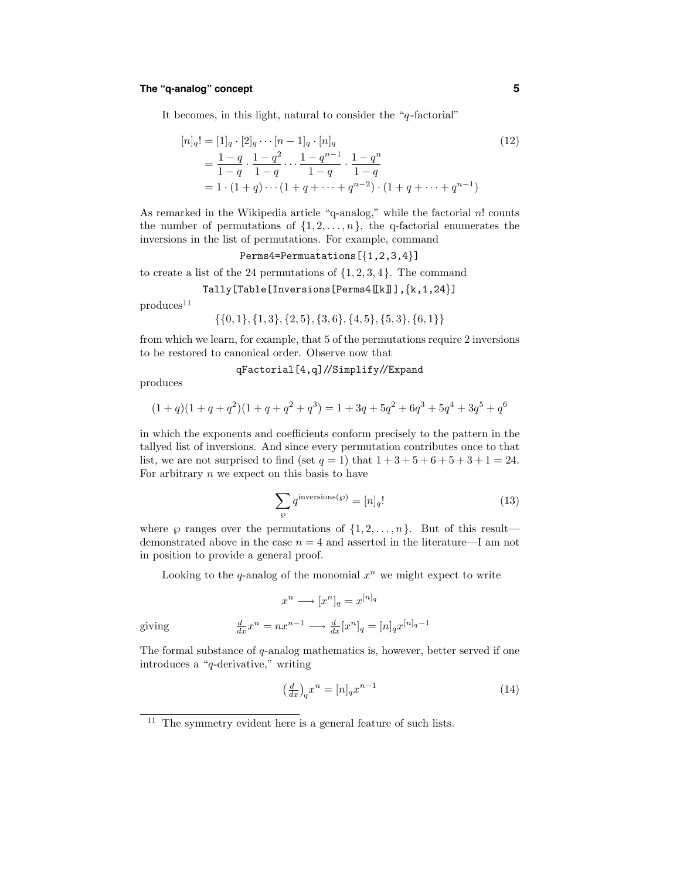It becomes, in this light, natural to consider the "$q$-factorial"

$$
\begin{aligned}
[n]_q! &= [1]_q \cdot [2]_q \cdots [n-1]_q \cdot [n]_q \\
&= \frac{1-q}{1-q} \cdot \frac{1-q^2}{1-q} \cdots \frac{1-q^{n-1}}{1-q} \cdot \frac{1-q^n}{1-q} \\
&= 1 \cdot (1+q) \cdots (1+q+\cdots+q^{n-2}) \cdot (1+q+\cdots+q^{n-1})
\end{aligned}
\tag{12}
$$

As remarked in the Wikipedia article "q-analog," while the factorial $n!$ counts the number of permutations of $\{1, 2, \ldots, n\}$, the q-factorial enumerates the inversions in the list of permutations. For example, command

```
Perms4=Permuatations[{1,2,3,4}]
```

to create a list of the 24 permutations of $\{1, 2, 3, 4\}$. The command

```
Tally[Table[Inversions[Perms4[[k]]],{k,1,24}]
```

produces[11]

$$\{\{0,1\},\{1,3\},\{2,5\},\{3,6\},\{4,5\},\{5,3\},\{6,1\}\}$$

from which we learn, for example, that 5 of the permutations require 2 inversions to be restored to canonical order. Observe now that

```
qFactorial[4,q]//Simplify//Expand
```

produces

$$(1+q)(1+q+q^2)(1+q+q^2+q^3) = 1 + 3q + 5q^2 + 6q^3 + 5q^4 + 3q^5 + q^6$$

in which the exponents and coefficients conform precisely to the pattern in the tallyed list of inversions. And since every permutation contributes once to that list, we are not surprised to find (set $q = 1$) that $1 + 3 + 5 + 6 + 5 + 3 + 1 = 24$. For arbitrary $n$ we expect on this basis to have

$$\sum_{\wp} q^{\text{inversions}(\wp)} = [n]_q! \tag{13}$$

where $\wp$ ranges over the permutations of $\{1, 2, \ldots, n\}$. But of this result—demonstrated above in the case $n = 4$ and asserted in the literature—I am not in position to provide a general proof.

Looking to the $q$-analog of the monomial $x^n$ we might expect to write

$$x^n \longrightarrow [x^n]_q = x^{[n]_q}$$

giving

$$\tfrac{d}{dx}x^n = nx^{n-1} \longrightarrow \tfrac{d}{dx}[x^n]_q = [n]_q x^{[n]_q - 1}$$

The formal substance of $q$-analog mathematics is, however, better served if one introduces a "$q$-derivative," writing

$$\left(\tfrac{d}{dx}\right)_q x^n = [n]_q x^{n-1} \tag{14}$$

[11] The symmetry evident here is a general feature of such lists.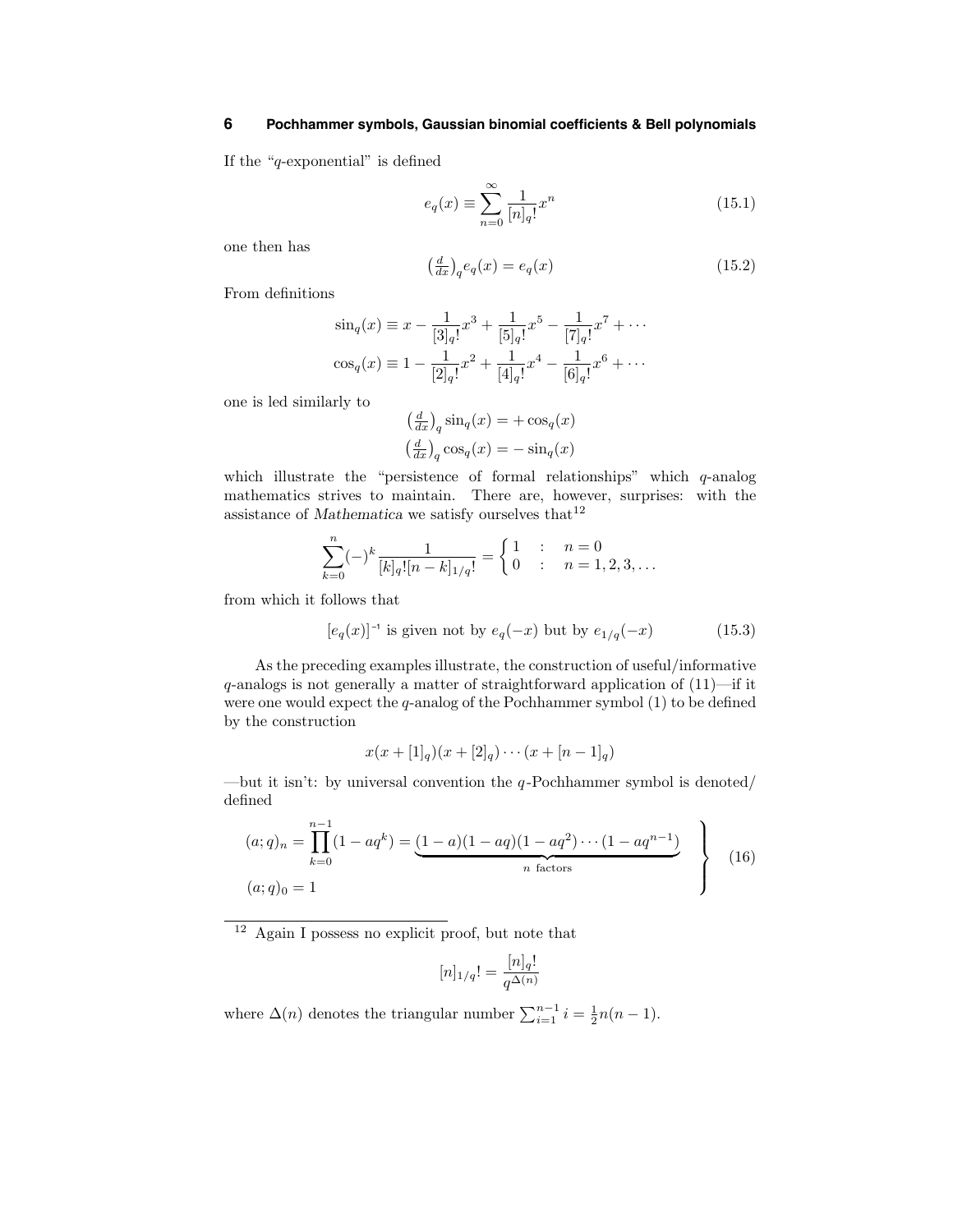If the "$q$-exponential" is defined

$$e_q(x) \equiv \sum_{n=0}^{\infty} \frac{1}{[n]_q!} x^n \tag{15.1}$$

one then has

$$\big(\tfrac{d}{dx}\big)_q e_q(x) = e_q(x) \tag{15.2}$$

From definitions

$$\begin{aligned}
\sin_q(x) &\equiv x - \frac{1}{[3]_q!}x^3 + \frac{1}{[5]_q!}x^5 - \frac{1}{[7]_q!}x^7 + \cdots \\
\cos_q(x) &\equiv 1 - \frac{1}{[2]_q!}x^2 + \frac{1}{[4]_q!}x^4 - \frac{1}{[6]_q!}x^6 + \cdots
\end{aligned}$$

one is led similarly to

$$\begin{aligned}
\big(\tfrac{d}{dx}\big)_q \sin_q(x) &= +\cos_q(x) \\
\big(\tfrac{d}{dx}\big)_q \cos_q(x) &= -\sin_q(x)
\end{aligned}$$

which illustrate the "persistence of formal relationships" which $q$-analog mathematics strives to maintain. There are, however, surprises: with the assistance of *Mathematica* we satisfy ourselves that[12]

$$\sum_{k=0}^{n} (-)^k \frac{1}{[k]_q![n-k]_{1/q}!} = \begin{cases} 1 & : \quad n = 0 \\ 0 & : \quad n = 1, 2, 3, \ldots \end{cases}$$

from which it follows that

$$[e_q(x)]^{-1} \text{ is given not by } e_q(-x) \text{ but by } e_{1/q}(-x) \tag{15.3}$$

As the preceding examples illustrate, the construction of useful/informative $q$-analogs is not generally a matter of straightforward application of (11)—if it were one would expect the $q$-analog of the Pochhammer symbol (1) to be defined by the construction

$$x(x+[1]_q)(x+[2]_q)\cdots(x+[n-1]_q)$$

—but it isn't: by universal convention the $q$-Pochhammer symbol is denoted/defined

$$\left.\begin{aligned}
(a;q)_n &= \prod_{k=0}^{n-1}(1-aq^k) = \underbrace{(1-a)(1-aq)(1-aq^2)\cdots(1-aq^{n-1})}_{n \text{ factors}} \\
(a;q)_0 &= 1
\end{aligned}\right\} \tag{16}$$

---

[12] Again I possess no explicit proof, but note that

$$[n]_{1/q}! = \frac{[n]_q!}{q^{\Delta(n)}}$$

where $\Delta(n)$ denotes the triangular number $\sum_{i=1}^{n-1} i = \frac{1}{2}n(n-1)$.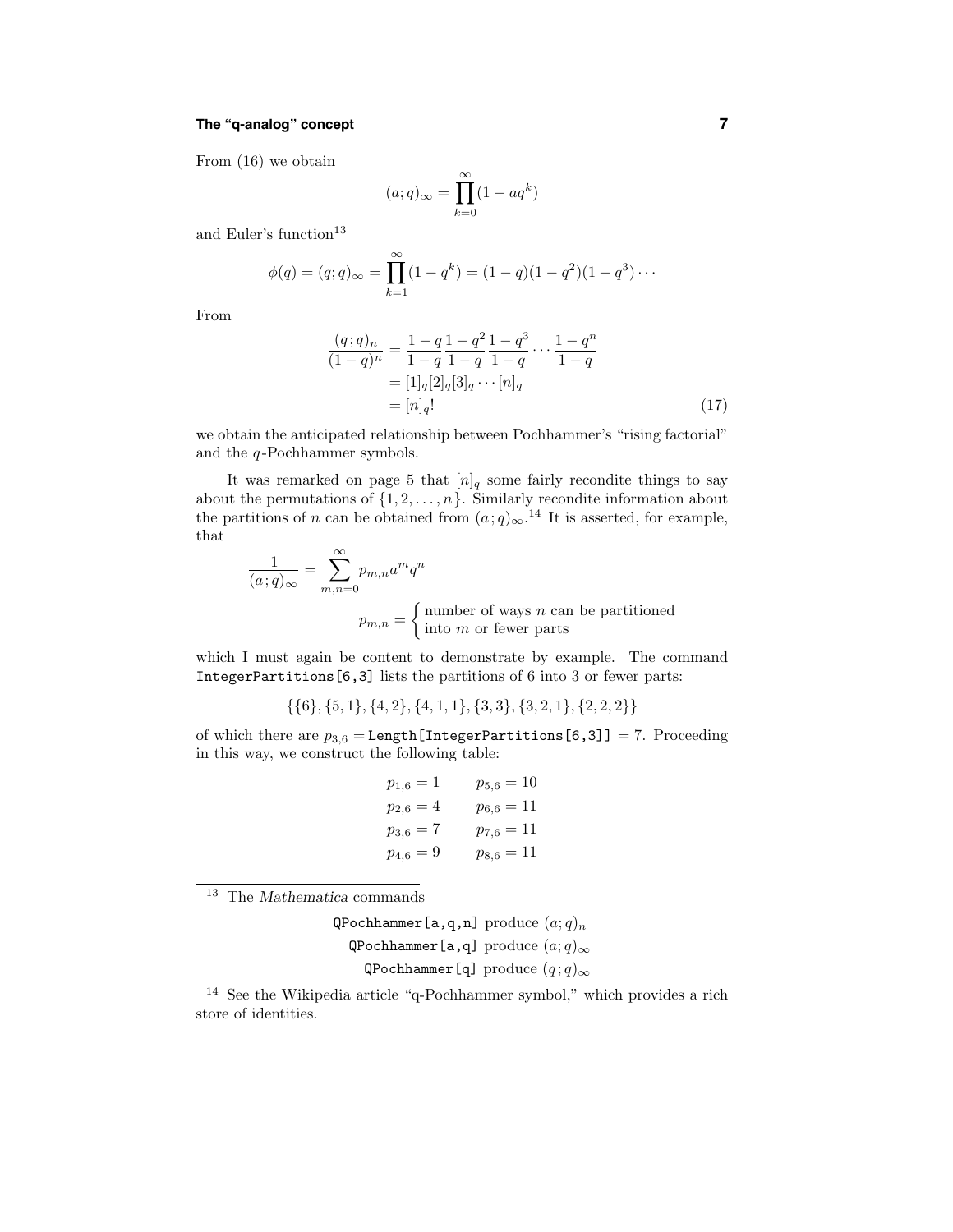From (16) we obtain

$$(a;q)_\infty = \prod_{k=0}^{\infty}(1-aq^k)$$

and Euler's function[13]

$$\phi(q) = (q;q)_\infty = \prod_{k=1}^{\infty}(1-q^k) = (1-q)(1-q^2)(1-q^3)\cdots$$

From

$$\begin{aligned}\frac{(q;q)_n}{(1-q)^n} &= \frac{1-q}{1-q}\frac{1-q^2}{1-q}\frac{1-q^3}{1-q}\cdots\frac{1-q^n}{1-q}\\ &= [1]_q[2]_q[3]_q\cdots[n]_q\\ &= [n]_q! \end{aligned} \tag{17}$$

we obtain the anticipated relationship between Pochhammer's "rising factorial" and the $q$-Pochhammer symbols.

It was remarked on page 5 that $[n]_q$ some fairly recondite things to say about the permutations of $\{1, 2, \ldots, n\}$. Similarly recondite information about the partitions of $n$ can be obtained from $(a;q)_\infty$.[14] It is asserted, for example, that

$$\frac{1}{(a;q)_\infty} = \sum_{m,n=0}^{\infty} p_{m,n}a^m q^n$$

$$p_{m,n} = \begin{cases}\text{number of ways } n \text{ can be partitioned}\\ \text{into } m \text{ or fewer parts}\end{cases}$$

which I must again be content to demonstrate by example. The command `IntegerPartitions[6,3]` lists the partitions of 6 into 3 or fewer parts:

$$\{\{6\},\{5,1\},\{4,2\},\{4,1,1\},\{3,3\},\{3,2,1\},\{2,2,2\}\}$$

of which there are $p_{3,6} =$ `Length[IntegerPartitions[6,3]]` $= 7$. Proceeding in this way, we construct the following table:

$$\begin{aligned} p_{1,6} &= 1 & p_{5,6} &= 10\\ p_{2,6} &= 4 & p_{6,6} &= 11\\ p_{3,6} &= 7 & p_{7,6} &= 11\\ p_{4,6} &= 9 & p_{8,6} &= 11 \end{aligned}$$

---

[13] The *Mathematica* commands

`QPochhammer[a,q,n]` produce $(a;q)_n$

`QPochhammer[a,q]` produce $(a;q)_\infty$

`QPochhammer[q]` produce $(q;q)_\infty$

[14] See the Wikipedia article "q-Pochhammer symbol," which provides a rich store of identities.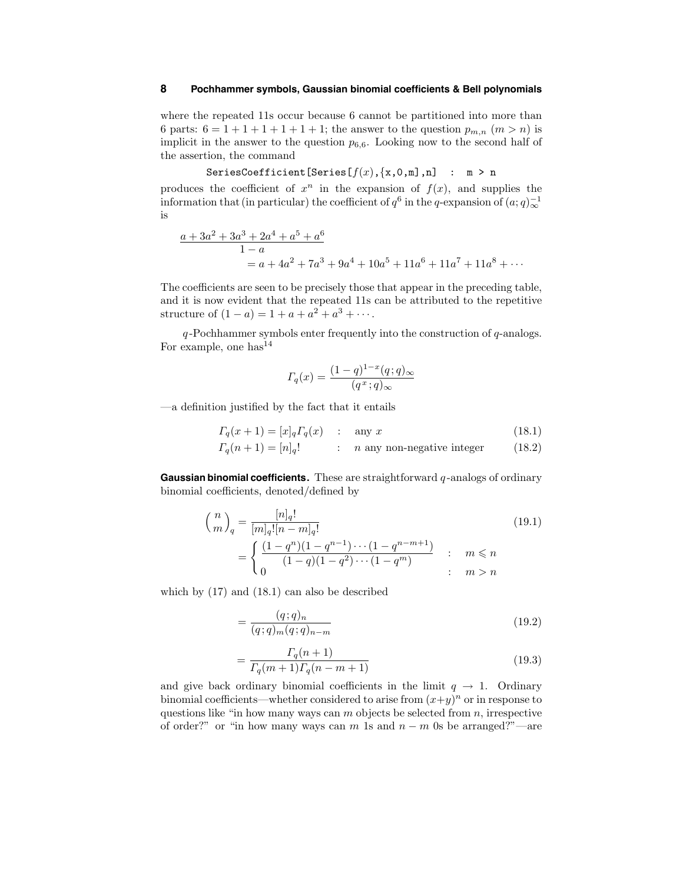where the repeated 11s occur because 6 cannot be partitioned into more than 6 parts: $6 = 1 + 1 + 1 + 1 + 1 + 1$; the answer to the question $p_{m,n}$ $(m > n)$ is implicit in the answer to the question $p_{6,6}$. Looking now to the second half of the assertion, the command

```
SeriesCoefficient[Series[f(x),{x,0,m],n]   :  m > n
```

produces the coefficient of $x^n$ in the expansion of $f(x)$, and supplies the information that (in particular) the coefficient of $q^6$ in the $q$-expansion of $(a;q)_\infty^{-1}$ is

$$
\begin{aligned}
&\frac{a + 3a^2 + 3a^3 + 2a^4 + a^5 + a^6}{1 - a} \\
&\qquad = a + 4a^2 + 7a^3 + 9a^4 + 10a^5 + 11a^6 + 11a^7 + 11a^8 + \cdots
\end{aligned}
$$

The coefficients are seen to be precisely those that appear in the preceding table, and it is now evident that the repeated 11s can be attributed to the repetitive structure of $(1 - a) = 1 + a + a^2 + a^3 + \cdots$.

$q$-Pochhammer symbols enter frequently into the construction of $q$-analogs. For example, one has[14]

$$
\Gamma_q(x) = \frac{(1-q)^{1-x}(q;q)_\infty}{(q^x;q)_\infty}
$$

—a definition justified by the fact that it entails

$$
\Gamma_q(x+1) = [x]_q \Gamma_q(x) \quad : \quad \text{any } x \tag{18.1}
$$

$$
\Gamma_q(n+1) = [n]_q! \quad : \quad n \text{ any non-negative integer} \tag{18.2}
$$

**Gaussian binomial coefficients.** These are straightforward $q$-analogs of ordinary binomial coefficients, denoted/defined by

$$
\binom{n}{m}_q = \frac{[n]_q!}{[m]_q![n-m]_q!} \tag{19.1}
$$

$$
= \begin{cases} \dfrac{(1-q^n)(1-q^{n-1})\cdots(1-q^{n-m+1})}{(1-q)(1-q^2)\cdots(1-q^m)} & : \quad m \leqslant n \\ 0 & : \quad m > n \end{cases}
$$

which by (17) and (18.1) can also be described

$$
= \frac{(q;q)_n}{(q;q)_m (q;q)_{n-m}} \tag{19.2}
$$

$$
= \frac{\Gamma_q(n+1)}{\Gamma_q(m+1)\Gamma_q(n-m+1)} \tag{19.3}
$$

and give back ordinary binomial coefficients in the limit $q \to 1$. Ordinary binomial coefficients—whether considered to arise from $(x+y)^n$ or in response to questions like "in how many ways can $m$ objects be selected from $n$, irrespective of order?" or "in how many ways can $m$ 1s and $n - m$ 0s be arranged?"—are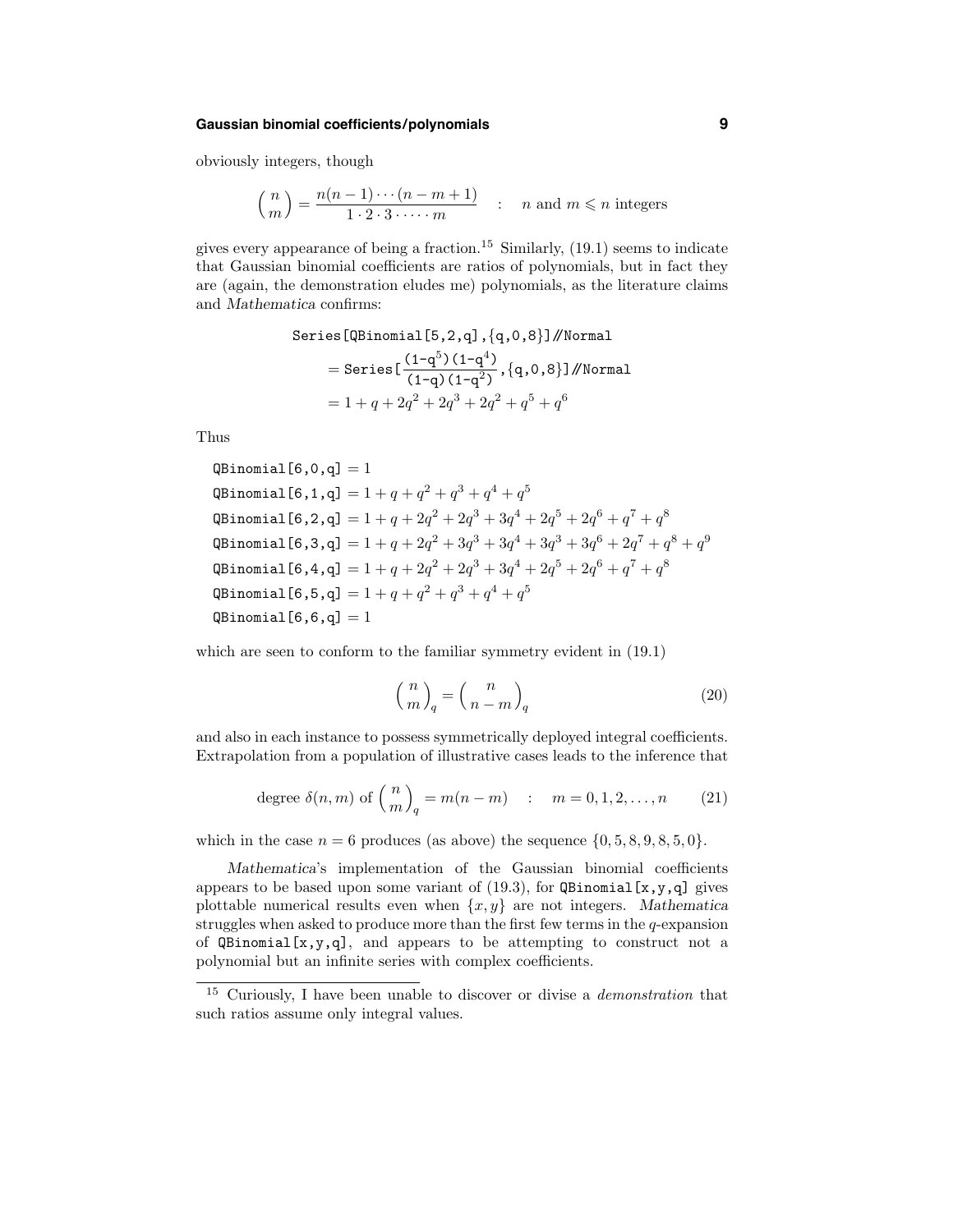obviously integers, though

$$\binom{n}{m} = \frac{n(n-1)\cdots(n-m+1)}{1\cdot 2\cdot 3\cdot\cdots\cdot m} \quad : \quad n \text{ and } m \leqslant n \text{ integers}$$

gives every appearance of being a fraction.[15] Similarly, (19.1) seems to indicate that Gaussian binomial coefficients are ratios of polynomials, but in fact they are (again, the demonstration eludes me) polynomials, as the literature claims and *Mathematica* confirms:

$$\begin{aligned}
&\texttt{Series[QBinomial[5,2,q],\{q,0,8\}]//Normal}\\
&\quad = \texttt{Series[}\frac{\texttt{(1-q}^5\texttt{)(1-q}^4\texttt{)}}{\texttt{(1-q)(1-q}^2\texttt{)}}\texttt{,\{q,0,8\}]//Normal}\\
&\quad = 1 + q + 2q^2 + 2q^3 + 2q^2 + q^5 + q^6
\end{aligned}$$

Thus

$$\begin{aligned}
\texttt{QBinomial[6,0,q]} &= 1\\
\texttt{QBinomial[6,1,q]} &= 1 + q + q^2 + q^3 + q^4 + q^5\\
\texttt{QBinomial[6,2,q]} &= 1 + q + 2q^2 + 2q^3 + 3q^4 + 2q^5 + 2q^6 + q^7 + q^8\\
\texttt{QBinomial[6,3,q]} &= 1 + q + 2q^2 + 3q^3 + 3q^4 + 3q^3 + 3q^6 + 2q^7 + q^8 + q^9\\
\texttt{QBinomial[6,4,q]} &= 1 + q + 2q^2 + 2q^3 + 3q^4 + 2q^5 + 2q^6 + q^7 + q^8\\
\texttt{QBinomial[6,5,q]} &= 1 + q + q^2 + q^3 + q^4 + q^5\\
\texttt{QBinomial[6,6,q]} &= 1
\end{aligned}$$

which are seen to conform to the familiar symmetry evident in (19.1)

$$\binom{n}{m}_q = \binom{n}{n-m}_q \tag{20}$$

and also in each instance to possess symmetrically deployed integral coefficients. Extrapolation from a population of illustrative cases leads to the inference that

$$\text{degree } \delta(n,m) \text{ of } \binom{n}{m}_q = m(n-m) \quad : \quad m = 0, 1, 2, \ldots, n \tag{21}$$

which in the case $n = 6$ produces (as above) the sequence $\{0, 5, 8, 9, 8, 5, 0\}$.

*Mathematica*'s implementation of the Gaussian binomial coefficients appears to be based upon some variant of (19.3), for `QBinomial[x,y,q]` gives plottable numerical results even when $\{x, y\}$ are not integers. *Mathematica* struggles when asked to produce more than the first few terms in the $q$-expansion of `QBinomial[x,y,q]`, and appears to be attempting to construct not a polynomial but an infinite series with complex coefficients.

---

[15] Curiously, I have been unable to discover or divise a *demonstration* that such ratios assume only integral values.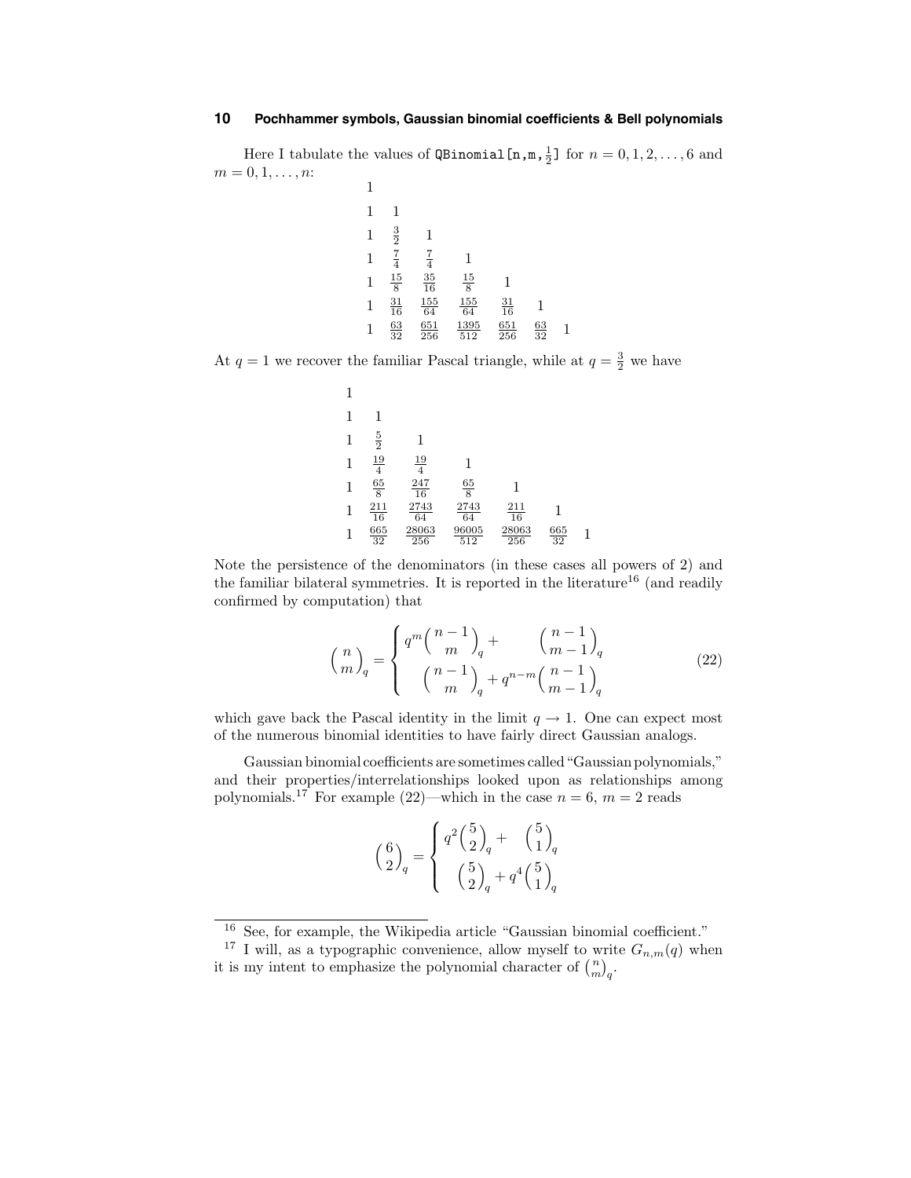Here I tabulate the values of `QBinomial[n,m,`$\frac{1}{2}$`]` for $n = 0, 1, 2, \ldots, 6$ and $m = 0, 1, \ldots, n$:

$$
\begin{array}{lllllll}
1 \\
1 & 1 \\
1 & \frac{3}{2} & 1 \\
1 & \frac{7}{4} & \frac{7}{4} & 1 \\
1 & \frac{15}{8} & \frac{35}{16} & \frac{15}{8} & 1 \\
1 & \frac{31}{16} & \frac{155}{64} & \frac{155}{64} & \frac{31}{16} & 1 \\
1 & \frac{63}{32} & \frac{651}{256} & \frac{1395}{512} & \frac{651}{256} & \frac{63}{32} & 1
\end{array}
$$

At $q = 1$ we recover the familiar Pascal triangle, while at $q = \frac{3}{2}$ we have

$$
\begin{array}{lllllll}
1 \\
1 & 1 \\
1 & \frac{5}{2} & 1 \\
1 & \frac{19}{4} & \frac{19}{4} & 1 \\
1 & \frac{65}{8} & \frac{247}{16} & \frac{65}{8} & 1 \\
1 & \frac{211}{16} & \frac{2743}{64} & \frac{2743}{64} & \frac{211}{16} & 1 \\
1 & \frac{665}{32} & \frac{28063}{256} & \frac{96005}{512} & \frac{28063}{256} & \frac{665}{32} & 1
\end{array}
$$

Note the persistence of the denominators (in these cases all powers of 2) and the familiar bilateral symmetries. It is reported in the literature[16] (and readily confirmed by computation) that

$$
\binom{n}{m}_q = \begin{cases} q^m \binom{n-1}{m}_q + \binom{n-1}{m-1}_q \\ \binom{n-1}{m}_q + q^{n-m} \binom{n-1}{m-1}_q \end{cases} \tag{22}
$$

which gave back the Pascal identity in the limit $q \to 1$. One can expect most of the numerous binomial identities to have fairly direct Gaussian analogs.

Gaussian binomial coefficients are sometimes called "Gaussian polynomials," and their properties/interrelationships looked upon as relationships among polynomials.[17] For example (22)—which in the case $n = 6$, $m = 2$ reads

$$
\binom{6}{2}_q = \begin{cases} q^2 \binom{5}{2}_q + \binom{5}{1}_q \\ \binom{5}{2}_q + q^4 \binom{5}{1}_q \end{cases}
$$

---

[16] See, for example, the Wikipedia article "Gaussian binomial coefficient."

[17] I will, as a typographic convenience, allow myself to write $G_{n,m}(q)$ when it is my intent to emphasize the polynomial character of $\binom{n}{m}_q$.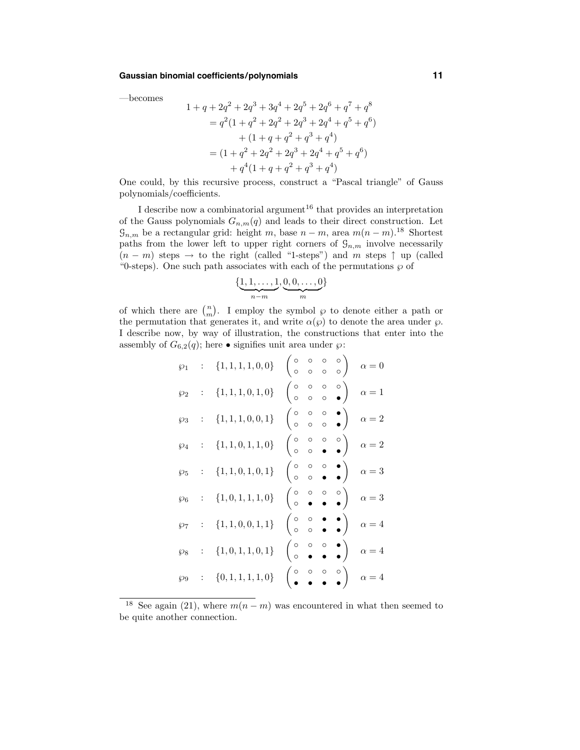—becomes

$$
\begin{aligned}
1 + q + 2q^2 + 2q^3 + 3q^4 + 2q^5 + 2q^6 + q^7 + q^8 \\
&= q^2(1 + q^2 + 2q^2 + 2q^3 + 2q^4 + q^5 + q^6) \\
&\quad + (1 + q + q^2 + q^3 + q^4) \\
&= (1 + q^2 + 2q^2 + 2q^3 + 2q^4 + q^5 + q^6) \\
&\quad + q^4(1 + q + q^2 + q^3 + q^4)
\end{aligned}
$$

One could, by this recursive process, construct a "Pascal triangle" of Gauss polynomials/coefficients.

I describe now a combinatorial argument[16] that provides an interpretation of the Gauss polynomials $G_{n,m}(q)$ and leads to their direct construction. Let $\mathcal{G}_{n,m}$ be a rectangular grid: height $m$, base $n - m$, area $m(n - m)$.[18] Shortest paths from the lower left to upper right corners of $\mathcal{G}_{n,m}$ involve necessarily $(n - m)$ steps $\rightarrow$ to the right (called "1-steps") and $m$ steps $\uparrow$ up (called "0-steps). One such path associates with each of the permutations $\wp$ of

$$
\{\underbrace{1, 1, \ldots, 1}_{n-m}, \underbrace{0, 0, \ldots, 0}_{m}\}
$$

of which there are $\binom{n}{m}$. I employ the symbol $\wp$ to denote either a path or the permutation that generates it, and write $\alpha(\wp)$ to denote the area under $\wp$. I describe now, by way of illustration, the constructions that enter into the assembly of $G_{6,2}(q)$; here $\bullet$ signifies unit area under $\wp$:

$$
\begin{array}{lcll}
\wp_1 & : & \{1,1,1,1,0,0\} & \begin{pmatrix} \circ & \circ & \circ & \circ \\ \circ & \circ & \circ & \circ \end{pmatrix} \quad \alpha = 0 \\[2mm]
\wp_2 & : & \{1,1,1,0,1,0\} & \begin{pmatrix} \circ & \circ & \circ & \circ \\ \circ & \circ & \circ & \bullet \end{pmatrix} \quad \alpha = 1 \\[2mm]
\wp_3 & : & \{1,1,1,0,0,1\} & \begin{pmatrix} \circ & \circ & \circ & \bullet \\ \circ & \circ & \circ & \bullet \end{pmatrix} \quad \alpha = 2 \\[2mm]
\wp_4 & : & \{1,1,0,1,1,0\} & \begin{pmatrix} \circ & \circ & \circ & \circ \\ \circ & \circ & \bullet & \bullet \end{pmatrix} \quad \alpha = 2 \\[2mm]
\wp_5 & : & \{1,1,0,1,0,1\} & \begin{pmatrix} \circ & \circ & \circ & \bullet \\ \circ & \circ & \bullet & \bullet \end{pmatrix} \quad \alpha = 3 \\[2mm]
\wp_6 & : & \{1,0,1,1,1,0\} & \begin{pmatrix} \circ & \circ & \circ & \circ \\ \circ & \bullet & \bullet & \bullet \end{pmatrix} \quad \alpha = 3 \\[2mm]
\wp_7 & : & \{1,1,0,0,1,1\} & \begin{pmatrix} \circ & \circ & \bullet & \bullet \\ \circ & \circ & \bullet & \bullet \end{pmatrix} \quad \alpha = 4 \\[2mm]
\wp_8 & : & \{1,0,1,1,0,1\} & \begin{pmatrix} \circ & \circ & \circ & \bullet \\ \circ & \bullet & \bullet & \bullet \end{pmatrix} \quad \alpha = 4 \\[2mm]
\wp_9 & : & \{0,1,1,1,1,0\} & \begin{pmatrix} \circ & \circ & \circ & \circ \\ \bullet & \bullet & \bullet & \bullet \end{pmatrix} \quad \alpha = 4
\end{array}
$$

[18] See again (21), where $m(n - m)$ was encountered in what then seemed to be quite another connection.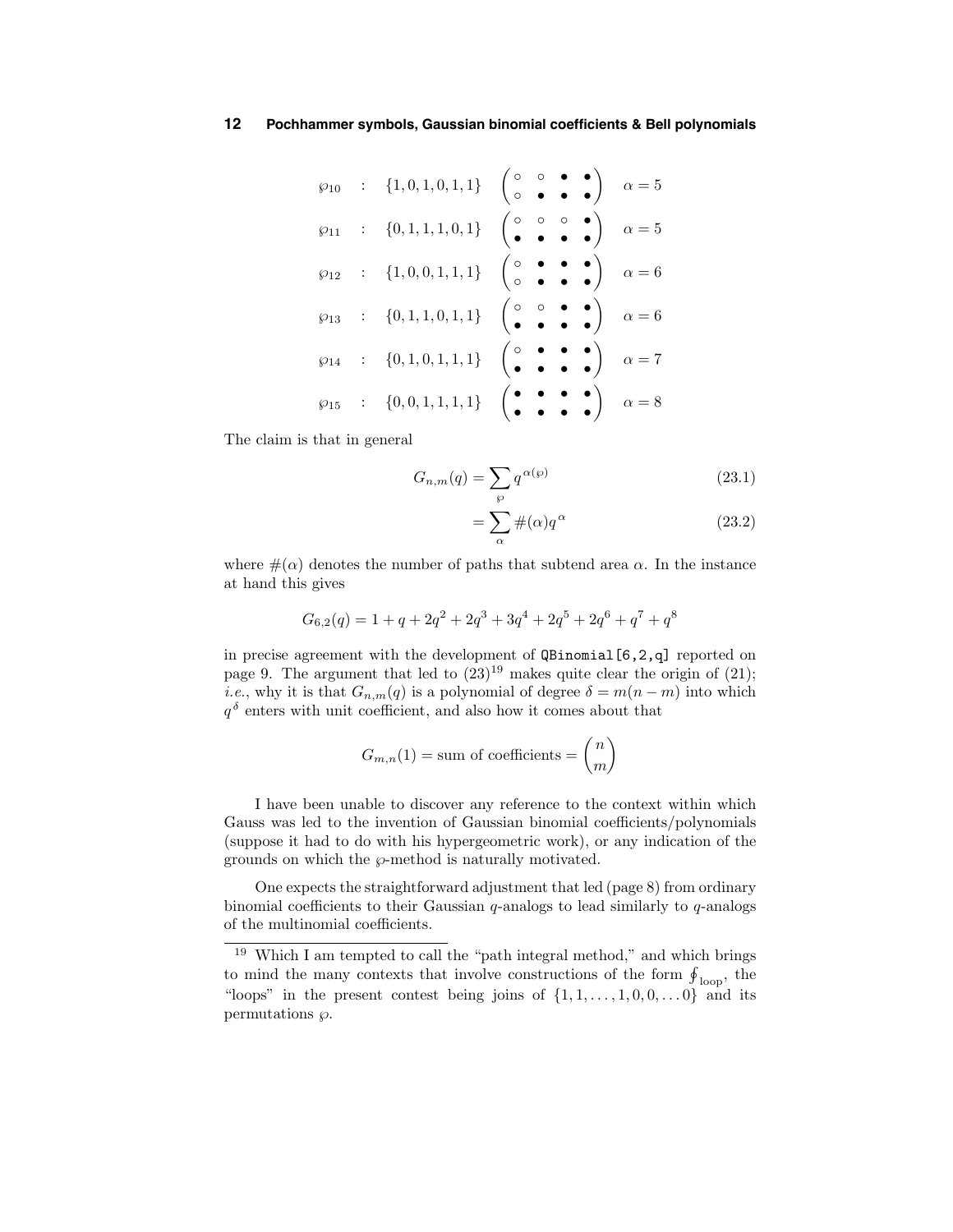$$\wp_{10} \quad : \quad \{1,0,1,0,1,1\} \quad \begin{pmatrix} \circ & \circ & \bullet & \bullet \\ \circ & \bullet & \bullet & \bullet \end{pmatrix} \quad \alpha = 5$$

$$\wp_{11} \quad : \quad \{0,1,1,1,0,1\} \quad \begin{pmatrix} \circ & \circ & \circ & \bullet \\ \bullet & \bullet & \bullet & \bullet \end{pmatrix} \quad \alpha = 5$$

$$\wp_{12} \quad : \quad \{1,0,0,1,1,1\} \quad \begin{pmatrix} \circ & \bullet & \bullet & \bullet \\ \circ & \bullet & \bullet & \bullet \end{pmatrix} \quad \alpha = 6$$

$$\wp_{13} \quad : \quad \{0,1,1,0,1,1\} \quad \begin{pmatrix} \circ & \circ & \bullet & \bullet \\ \bullet & \bullet & \bullet & \bullet \end{pmatrix} \quad \alpha = 6$$

$$\wp_{14} \quad : \quad \{0,1,0,1,1,1\} \quad \begin{pmatrix} \circ & \bullet & \bullet & \bullet \\ \bullet & \bullet & \bullet & \bullet \end{pmatrix} \quad \alpha = 7$$

$$\wp_{15} \quad : \quad \{0,0,1,1,1,1\} \quad \begin{pmatrix} \bullet & \bullet & \bullet & \bullet \\ \bullet & \bullet & \bullet & \bullet \end{pmatrix} \quad \alpha = 8$$

The claim is that in general

$$G_{n,m}(q) = \sum_{\wp} q^{\alpha(\wp)} \tag{23.1}$$

$$= \sum_{\alpha} \#(\alpha) q^{\alpha} \tag{23.2}$$

where $\#(\alpha)$ denotes the number of paths that subtend area $\alpha$. In the instance at hand this gives

$$G_{6,2}(q) = 1 + q + 2q^2 + 2q^3 + 3q^4 + 2q^5 + 2q^6 + q^7 + q^8$$

in precise agreement with the development of `QBinomial[6,2,q]` reported on page 9. The argument that led to (23)[19] makes quite clear the origin of (21); *i.e.*, why it is that $G_{n,m}(q)$ is a polynomial of degree $\delta = m(n-m)$ into which $q^{\delta}$ enters with unit coefficient, and also how it comes about that

$$G_{m,n}(1) = \text{sum of coefficients} = \binom{n}{m}$$

I have been unable to discover any reference to the context within which Gauss was led to the invention of Gaussian binomial coefficients/polynomials (suppose it had to do with his hypergeometric work), or any indication of the grounds on which the $\wp$-method is naturally motivated.

One expects the straightforward adjustment that led (page 8) from ordinary binomial coefficients to their Gaussian $q$-analogs to lead similarly to $q$-analogs of the multinomial coefficients.

---

[19] Which I am tempted to call the "path integral method," and which brings to mind the many contexts that involve constructions of the form $\oint_{\text{loop}}$, the "loops" in the present contest being joins of $\{1,1,\ldots,1,0,0,\ldots 0\}$ and its permutations $\wp$.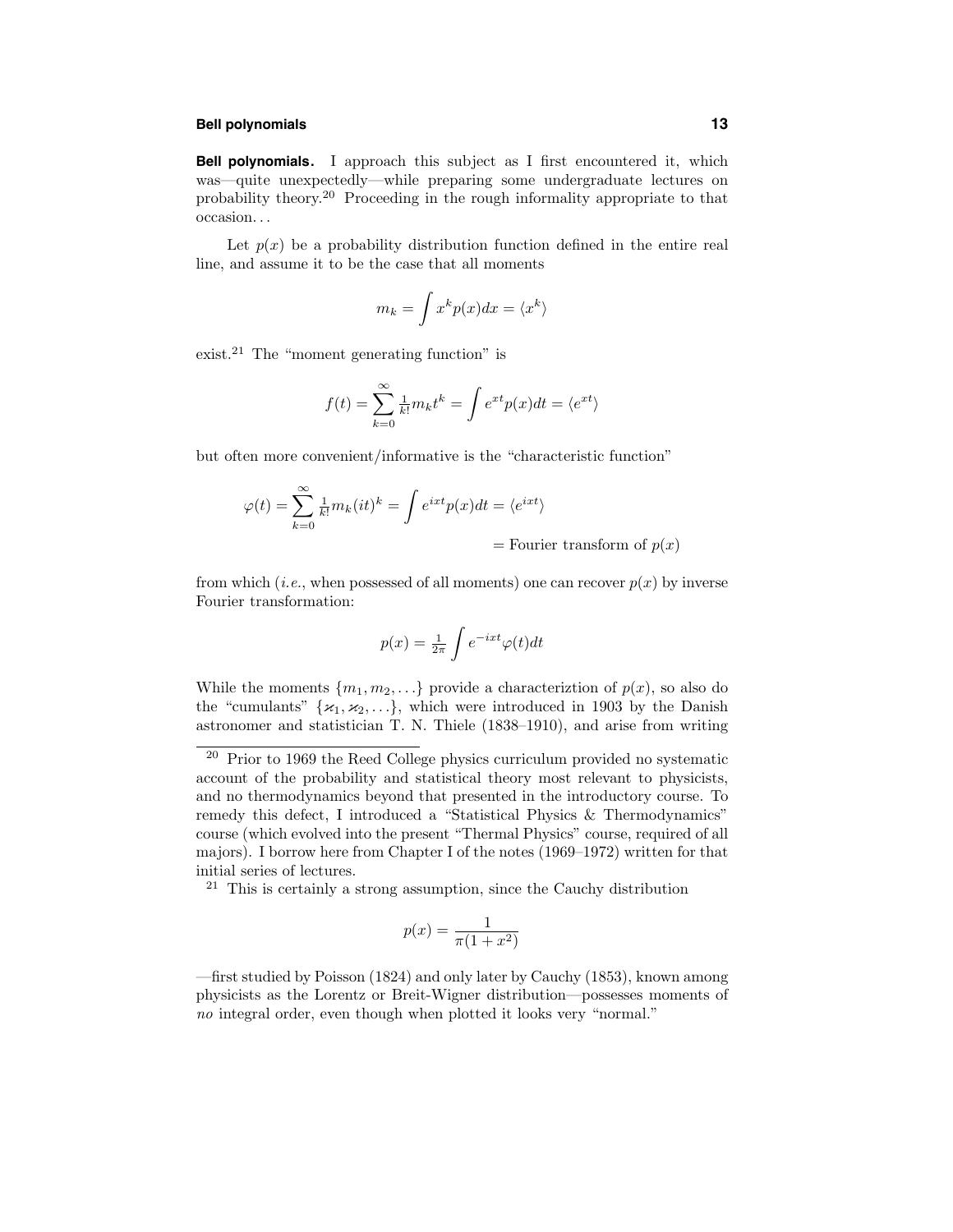**Bell polynomials.** I approach this subject as I first encountered it, which was—quite unexpectedly—while preparing some undergraduate lectures on probability theory.[20] Proceeding in the rough informality appropriate to that occasion. . .

Let $p(x)$ be a probability distribution function defined in the entire real line, and assume it to be the case that all moments

$$m_k = \int x^k p(x)dx = \langle x^k \rangle$$

exist.[21] The "moment generating function" is

$$f(t) = \sum_{k=0}^{\infty} \tfrac{1}{k!} m_k t^k = \int e^{xt} p(x)dt = \langle e^{xt} \rangle$$

but often more convenient/informative is the "characteristic function"

$$\begin{aligned} \varphi(t) = \sum_{k=0}^{\infty} \tfrac{1}{k!} m_k (it)^k = \int e^{ixt} p(x)dt = \langle e^{ixt} \rangle \\ = \text{Fourier transform of } p(x) \end{aligned}$$

from which (*i.e.*, when possessed of all moments) one can recover $p(x)$ by inverse Fourier transformation:

$$p(x) = \tfrac{1}{2\pi} \int e^{-ixt} \varphi(t)dt$$

While the moments $\{m_1, m_2, \ldots\}$ provide a characteriztion of $p(x)$, so also do the "cumulants" $\{\varkappa_1, \varkappa_2, \ldots\}$, which were introduced in 1903 by the Danish astronomer and statistician T. N. Thiele (1838–1910), and arise from writing

---

[20] Prior to 1969 the Reed College physics curriculum provided no systematic account of the probability and statistical theory most relevant to physicists, and no thermodynamics beyond that presented in the introductory course. To remedy this defect, I introduced a "Statistical Physics & Thermodynamics" course (which evolved into the present "Thermal Physics" course, required of all majors). I borrow here from Chapter I of the notes (1969–1972) written for that initial series of lectures.

[21] This is certainly a strong assumption, since the Cauchy distribution

$$p(x) = \frac{1}{\pi(1+x^2)}$$

—first studied by Poisson (1824) and only later by Cauchy (1853), known among physicists as the Lorentz or Breit-Wigner distribution—possesses moments of *no* integral order, even though when plotted it looks very "normal."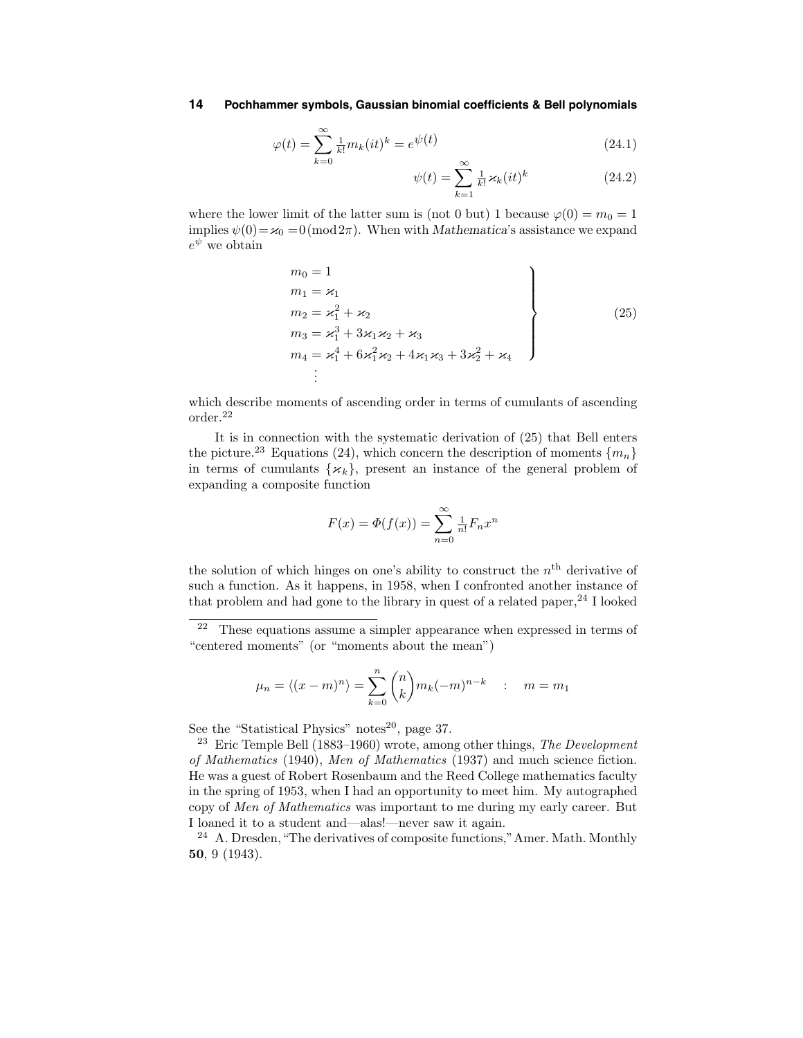$$\varphi(t) = \sum_{k=0}^{\infty} \tfrac{1}{k!} m_k (it)^k = e^{\psi(t)} \tag{24.1}$$

$$\psi(t) = \sum_{k=1}^{\infty} \tfrac{1}{k!} \varkappa_k (it)^k \tag{24.2}$$

where the lower limit of the latter sum is (not 0 but) 1 because $\varphi(0) = m_0 = 1$ implies $\psi(0) = \varkappa_0 = 0 \,(\text{mod}\, 2\pi)$. When with *Mathematica*'s assistance we expand $e^{\psi}$ we obtain

$$\left.\begin{aligned}
m_0 &= 1\\
m_1 &= \varkappa_1\\
m_2 &= \varkappa_1^2 + \varkappa_2\\
m_3 &= \varkappa_1^3 + 3\varkappa_1\varkappa_2 + \varkappa_3\\
m_4 &= \varkappa_1^4 + 6\varkappa_1^2\varkappa_2 + 4\varkappa_1\varkappa_3 + 3\varkappa_2^2 + \varkappa_4\\
&\;\vdots
\end{aligned}\right\} \tag{25}$$

which describe moments of ascending order in terms of cumulants of ascending order.[22]

It is in connection with the systematic derivation of (25) that Bell enters the picture.[23] Equations (24), which concern the description of moments $\{m_n\}$ in terms of cumulants $\{\varkappa_k\}$, present an instance of the general problem of expanding a composite function

$$F(x) = \varPhi(f(x)) = \sum_{n=0}^{\infty} \tfrac{1}{n!} F_n x^n$$

the solution of which hinges on one's ability to construct the $n^{\text{th}}$ derivative of such a function. As it happens, in 1958, when I confronted another instance of that problem and had gone to the library in quest of a related paper,[24] I looked

---

[22] These equations assume a simpler appearance when expressed in terms of "centered moments" (or "moments about the mean")

$$\mu_n = \langle (x-m)^n \rangle = \sum_{k=0}^{n} \binom{n}{k} m_k (-m)^{n-k} \quad : \quad m = m_1$$

See the "Statistical Physics" notes[20], page 37.

[23] Eric Temple Bell (1883–1960) wrote, among other things, *The Development of Mathematics* (1940), *Men of Mathematics* (1937) and much science fiction. He was a guest of Robert Rosenbaum and the Reed College mathematics faculty in the spring of 1953, when I had an opportunity to meet him. My autographed copy of *Men of Mathematics* was important to me during my early career. But I loaned it to a student and—alas!—never saw it again.

[24] A. Dresden, "The derivatives of composite functions," Amer. Math. Monthly **50**, 9 (1943).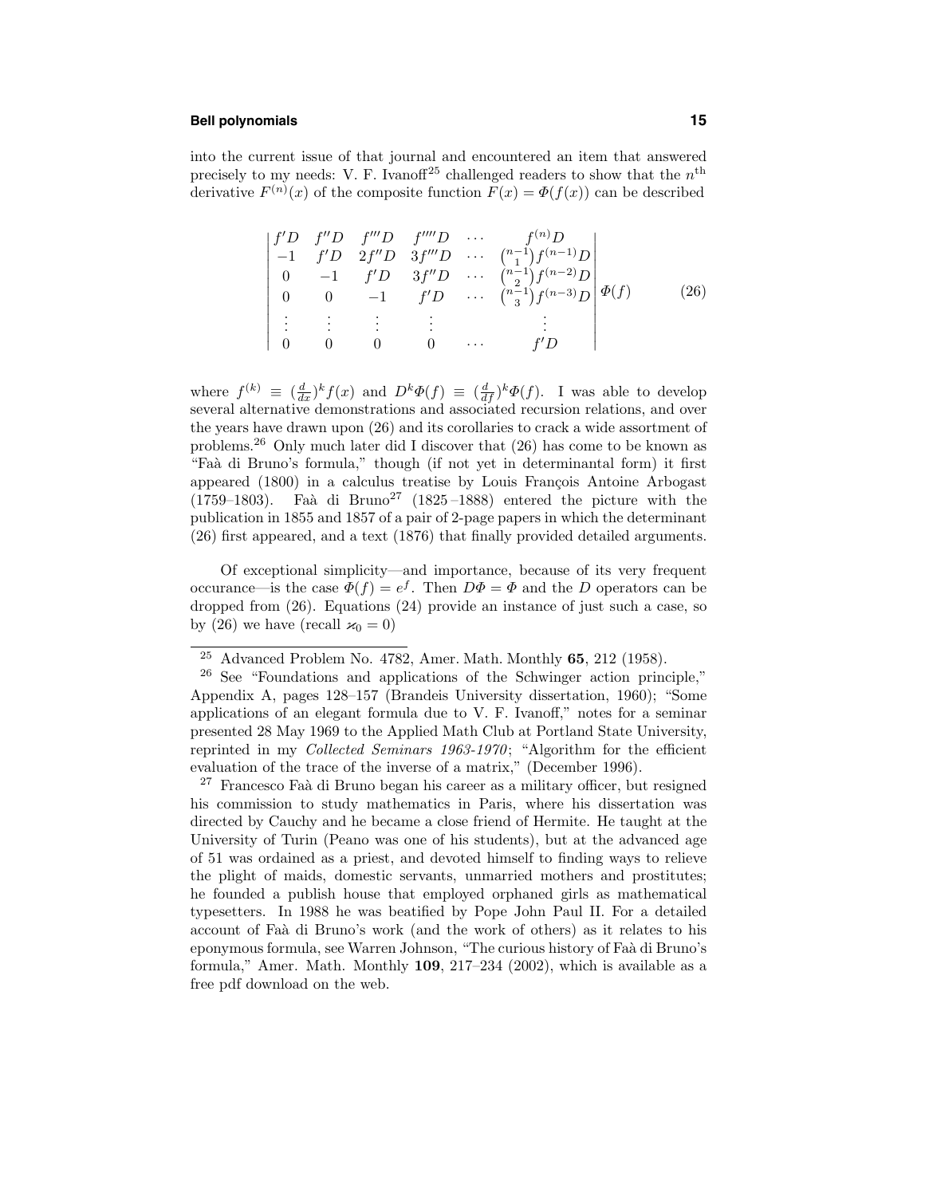into the current issue of that journal and encountered an item that answered precisely to my needs: V. F. Ivanoff[25] challenged readers to show that the $n^{\text{th}}$ derivative $F^{(n)}(x)$ of the composite function $F(x) = \Phi(f(x))$ can be described

$$
\begin{vmatrix}
f'D & f''D & f'''D & f''''D & \cdots & f^{(n)}D \\
-1 & f'D & 2f''D & 3f'''D & \cdots & \binom{n-1}{1}f^{(n-1)}D \\
0 & -1 & f'D & 3f''D & \cdots & \binom{n-1}{2}f^{(n-2)}D \\
0 & 0 & -1 & f'D & \cdots & \binom{n-1}{3}f^{(n-3)}D \\
\vdots & \vdots & \vdots & \vdots & & \vdots \\
0 & 0 & 0 & 0 & \cdots & f'D
\end{vmatrix}
\Phi(f) \tag{26}
$$

where $f^{(k)} \equiv (\frac{d}{dx})^k f(x)$ and $D^k\Phi(f) \equiv (\frac{d}{df})^k \Phi(f)$. I was able to develop several alternative demonstrations and associated recursion relations, and over the years have drawn upon (26) and its corollaries to crack a wide assortment of problems.[26] Only much later did I discover that (26) has come to be known as "Faà di Bruno's formula," though (if not yet in determinantal form) it first appeared (1800) in a calculus treatise by Louis François Antoine Arbogast (1759–1803). Faà di Bruno[27] (1825–1888) entered the picture with the publication in 1855 and 1857 of a pair of 2-page papers in which the determinant (26) first appeared, and a text (1876) that finally provided detailed arguments.

Of exceptional simplicity—and importance, because of its very frequent occurance—is the case $\Phi(f) = e^f$. Then $D\Phi = \Phi$ and the $D$ operators can be dropped from (26). Equations (24) provide an instance of just such a case, so by (26) we have (recall $\varkappa_0 = 0$)

---

[25] Advanced Problem No. 4782, Amer. Math. Monthly **65**, 212 (1958).

[26] See "Foundations and applications of the Schwinger action principle," Appendix A, pages 128–157 (Brandeis University dissertation, 1960); "Some applications of an elegant formula due to V. F. Ivanoff," notes for a seminar presented 28 May 1969 to the Applied Math Club at Portland State University, reprinted in my *Collected Seminars 1963-1970*; "Algorithm for the efficient evaluation of the trace of the inverse of a matrix," (December 1996).

[27] Francesco Faà di Bruno began his career as a military officer, but resigned his commission to study mathematics in Paris, where his dissertation was directed by Cauchy and he became a close friend of Hermite. He taught at the University of Turin (Peano was one of his students), but at the advanced age of 51 was ordained as a priest, and devoted himself to finding ways to relieve the plight of maids, domestic servants, unmarried mothers and prostitutes; he founded a publish house that employed orphaned girls as mathematical typesetters. In 1988 he was beatified by Pope John Paul II. For a detailed account of Faà di Bruno's work (and the work of others) as it relates to his eponymous formula, see Warren Johnson, "The curious history of Faà di Bruno's formula," Amer. Math. Monthly **109**, 217–234 (2002), which is available as a free pdf download on the web.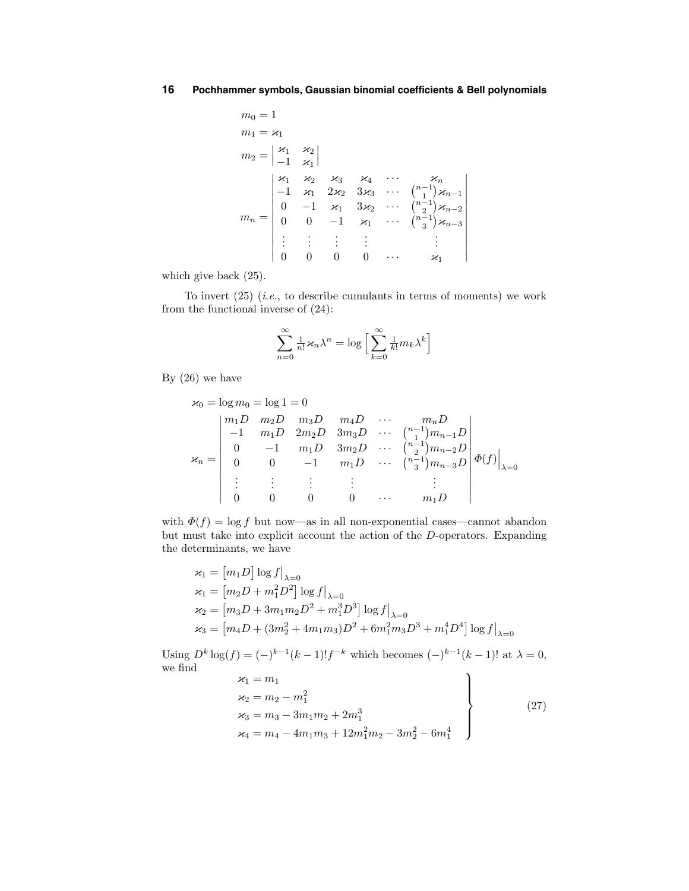$$m_0 = 1$$

$$m_1 = \varkappa_1$$

$$m_2 = \begin{vmatrix} \varkappa_1 & \varkappa_2 \\ -1 & \varkappa_1 \end{vmatrix}$$

$$m_n = \begin{vmatrix} \varkappa_1 & \varkappa_2 & \varkappa_3 & \varkappa_4 & \cdots & \varkappa_n \\ -1 & \varkappa_1 & 2\varkappa_2 & 3\varkappa_3 & \cdots & \binom{n-1}{1}\varkappa_{n-1} \\ 0 & -1 & \varkappa_1 & 3\varkappa_2 & \cdots & \binom{n-1}{2}\varkappa_{n-2} \\ 0 & 0 & -1 & \varkappa_1 & \cdots & \binom{n-1}{3}\varkappa_{n-3} \\ \vdots & \vdots & \vdots & \vdots & & \vdots \\ 0 & 0 & 0 & 0 & \cdots & \varkappa_1 \end{vmatrix}$$

which give back (25).

To invert (25) (*i.e.*, to describe cumulants in terms of moments) we work from the functional inverse of (24):

$$\sum_{n=0}^{\infty} \tfrac{1}{n!}\varkappa_n \lambda^n = \log\Big[\sum_{k=0}^{\infty} \tfrac{1}{k!} m_k \lambda^k\Big]$$

By (26) we have

$$\varkappa_0 = \log m_0 = \log 1 = 0$$

$$\varkappa_n = \begin{vmatrix} m_1 D & m_2 D & m_3 D & m_4 D & \cdots & m_n D \\ -1 & m_1 D & 2m_2 D & 3m_3 D & \cdots & \binom{n-1}{1} m_{n-1} D \\ 0 & -1 & m_1 D & 3m_2 D & \cdots & \binom{n-1}{2} m_{n-2} D \\ 0 & 0 & -1 & m_1 D & \cdots & \binom{n-1}{3} m_{n-3} D \\ \vdots & \vdots & \vdots & \vdots & & \vdots \\ 0 & 0 & 0 & 0 & \cdots & m_1 D \end{vmatrix} \Phi(f)\Big|_{\lambda=0}$$

with $\Phi(f) = \log f$ but now—as in all non-exponential cases—cannot abandon but must take into explicit account the action of the $D$-operators. Expanding the determinants, we have

$$\varkappa_1 = \big[m_1 D\big] \log f\big|_{\lambda=0}$$

$$\varkappa_1 = \big[m_2 D + m_1^2 D^2\big] \log f\big|_{\lambda=0}$$

$$\varkappa_2 = \big[m_3 D + 3m_1 m_2 D^2 + m_1^3 D^3\big] \log f\big|_{\lambda=0}$$

$$\varkappa_3 = \big[m_4 D + (3m_2^2 + 4m_1 m_3) D^2 + 6m_1^2 m_3 D^3 + m_1^4 D^4\big] \log f\big|_{\lambda=0}$$

Using $D^k \log(f) = (-)^{k-1}(k-1)! f^{-k}$ which becomes $(-)^{k-1}(k-1)!$ at $\lambda = 0$, we find

$$\left.\begin{aligned} \varkappa_1 &= m_1 \\ \varkappa_2 &= m_2 - m_1^2 \\ \varkappa_3 &= m_3 - 3m_1 m_2 + 2m_1^3 \\ \varkappa_4 &= m_4 - 4m_1 m_3 + 12 m_1^2 m_2 - 3m_2^2 - 6m_1^4 \end{aligned}\right\} \tag{27}$$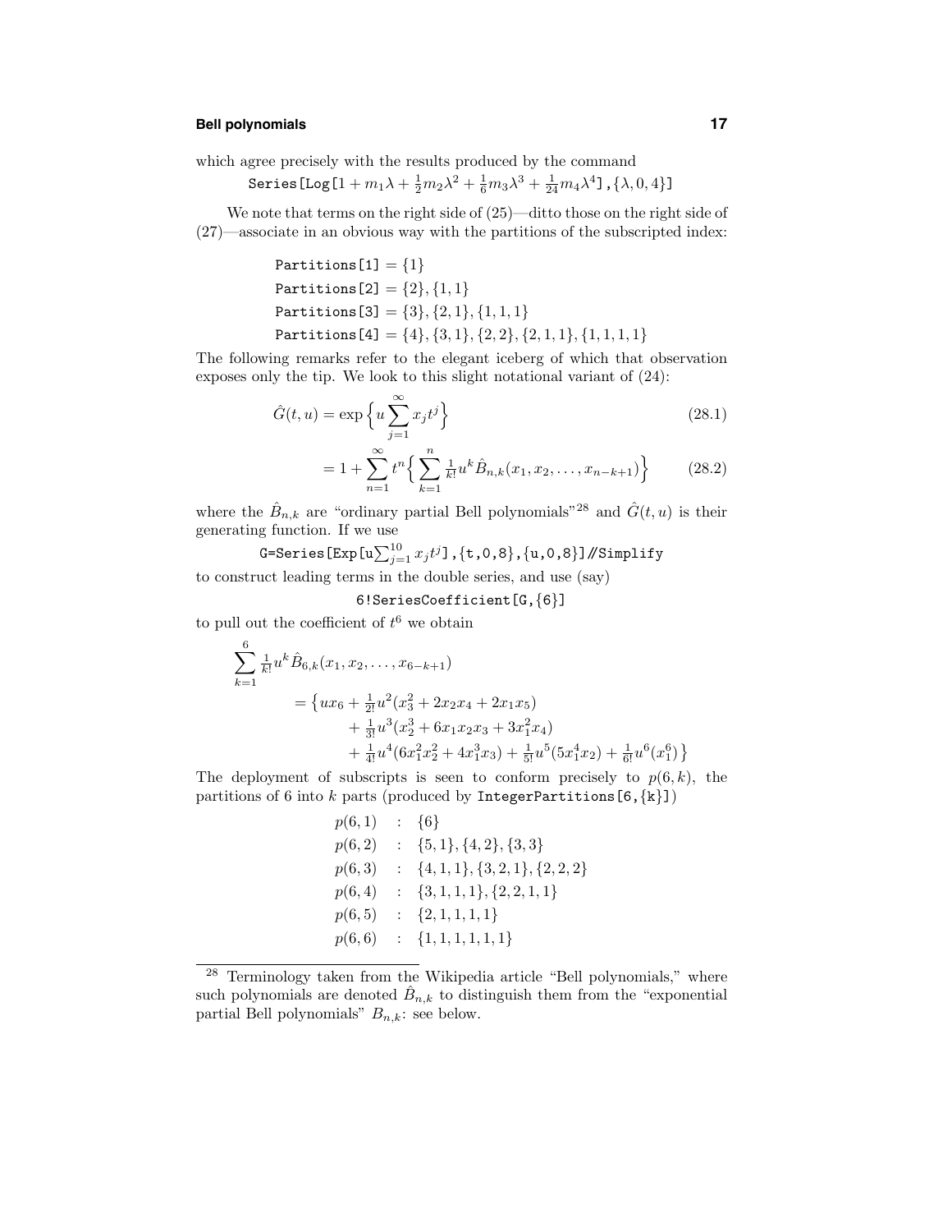which agree precisely with the results produced by the command

$$\texttt{Series[Log[}1 + m_1\lambda + \tfrac{1}{2}m_2\lambda^2 + \tfrac{1}{6}m_3\lambda^3 + \tfrac{1}{24}m_4\lambda^4\texttt{],\{}\lambda\texttt{,0,4\}]}$$

We note that terms on the right side of (25)—ditto those on the right side of (27)—associate in an obvious way with the partitions of the subscripted index:

```
Partitions[1] = {1}
Partitions[2] = {2}, {1, 1}
Partitions[3] = {3}, {2, 1}, {1, 1, 1}
Partitions[4] = {4}, {3, 1}, {2, 2}, {2, 1, 1}, {1, 1, 1, 1}
```

The following remarks refer to the elegant iceberg of which that observation exposes only the tip. We look to this slight notational variant of (24):

$$\hat{G}(t,u) = \exp\Big\{u\sum_{j=1}^{\infty} x_j t^j\Big\} \tag{28.1}$$

$$= 1 + \sum_{n=1}^{\infty} t^n \Big\{ \sum_{k=1}^{n} \tfrac{1}{k!} u^k \hat{B}_{n,k}(x_1, x_2, \ldots, x_{n-k+1}) \Big\} \tag{28.2}$$

where the $\hat{B}_{n,k}$ are "ordinary partial Bell polynomials"[28] and $\hat{G}(t,u)$ is their generating function. If we use

$$\texttt{G=Series[Exp[u}\textstyle\sum_{j=1}^{10} x_j t^j\texttt{],\{t,0,8\},\{u,0,8\}]//Simplify}$$

to construct leading terms in the double series, and use (say)

```
6!SeriesCoefficient[G,{6}]
```

to pull out the coefficient of $t^6$ we obtain

$$\begin{aligned}
\sum_{k=1}^{6} \tfrac{1}{k!} u^k \hat{B}_{6,k}(x_1, x_2, \ldots, x_{6-k+1})& \\
= \big\{ u x_6 &+ \tfrac{1}{2!}u^2(x_3^2 + 2x_2x_4 + 2x_1x_5) \\
&+ \tfrac{1}{3!}u^3(x_2^3 + 6x_1x_2x_3 + 3x_1^2x_4) \\
&+ \tfrac{1}{4!}u^4(6x_1^2x_2^2 + 4x_1^3x_3) + \tfrac{1}{5!}u^5(5x_1^4x_2) + \tfrac{1}{6!}u^6(x_1^6) \big\}
\end{aligned}$$

The deployment of subscripts is seen to conform precisely to $p(6,k)$, the partitions of 6 into $k$ parts (produced by `IntegerPartitions[6,{k}]`)

$$\begin{aligned}
p(6,1) &\;:\; \{6\} \\
p(6,2) &\;:\; \{5,1\}, \{4,2\}, \{3,3\} \\
p(6,3) &\;:\; \{4,1,1\}, \{3,2,1\}, \{2,2,2\} \\
p(6,4) &\;:\; \{3,1,1,1\}, \{2,2,1,1\} \\
p(6,5) &\;:\; \{2,1,1,1,1\} \\
p(6,6) &\;:\; \{1,1,1,1,1,1\}
\end{aligned}$$

---

[28] Terminology taken from the Wikipedia article "Bell polynomials," where such polynomials are denoted $\hat{B}_{n,k}$ to distinguish them from the "exponential partial Bell polynomials" $B_{n,k}$: see below.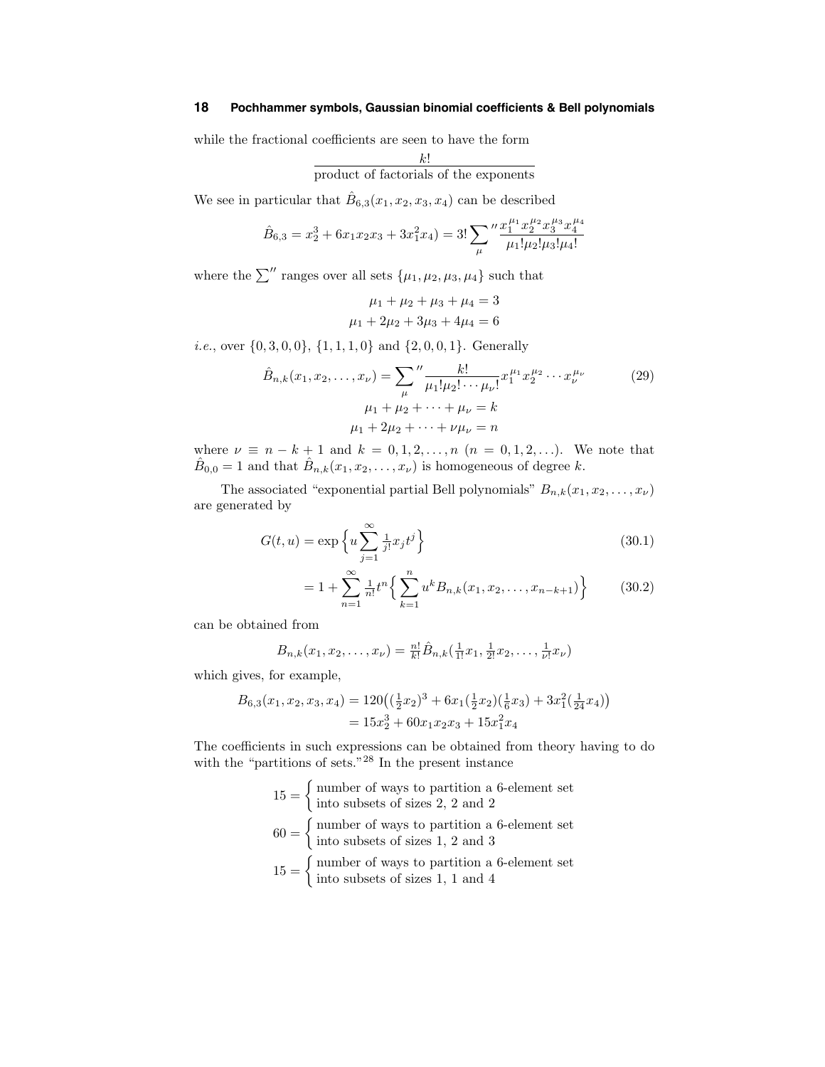while the fractional coefficients are seen to have the form

$$\frac{k!}{\text{product of factorials of the exponents}}$$

We see in particular that $\hat{B}_{6,3}(x_1, x_2, x_3, x_4)$ can be described

$$\hat{B}_{6,3} = x_2^3 + 6x_1x_2x_3 + 3x_1^2x_4) = 3!\sum_\mu{}'' \frac{x_1^{\mu_1}x_2^{\mu_2}x_3^{\mu_3}x_4^{\mu_4}}{\mu_1!\mu_2!\mu_3!\mu_4!}$$

where the $\sum''$ ranges over all sets $\{\mu_1, \mu_2, \mu_3, \mu_4\}$ such that

$$\mu_1 + \mu_2 + \mu_3 + \mu_4 = 3$$
$$\mu_1 + 2\mu_2 + 3\mu_3 + 4\mu_4 = 6$$

*i.e.*, over $\{0, 3, 0, 0\}$, $\{1, 1, 1, 0\}$ and $\{2, 0, 0, 1\}$. Generally

$$\hat{B}_{n,k}(x_1, x_2, \ldots, x_\nu) = \sum_\mu{}'' \frac{k!}{\mu_1!\mu_2!\cdots\mu_\nu!}x_1^{\mu_1}x_2^{\mu_2}\cdots x_\nu^{\mu_\nu} \tag{29}$$
$$\mu_1 + \mu_2 + \cdots + \mu_\nu = k$$
$$\mu_1 + 2\mu_2 + \cdots + \nu\mu_\nu = n$$

where $\nu \equiv n - k + 1$ and $k = 0, 1, 2, \ldots, n$ $(n = 0, 1, 2, \ldots)$. We note that $\hat{B}_{0,0} = 1$ and that $\hat{B}_{n,k}(x_1, x_2, \ldots, x_\nu)$ is homogeneous of degree $k$.

The associated "exponential partial Bell polynomials" $B_{n,k}(x_1, x_2, \ldots, x_\nu)$ are generated by

$$G(t, u) = \exp\Big\{u\sum_{j=1}^\infty \tfrac{1}{j!}x_jt^j\Big\} \tag{30.1}$$

$$= 1 + \sum_{n=1}^\infty \tfrac{1}{n!}t^n\Big\{\sum_{k=1}^n u^kB_{n,k}(x_1, x_2, \ldots, x_{n-k+1})\Big\} \tag{30.2}$$

can be obtained from

$$B_{n,k}(x_1, x_2, \ldots, x_\nu) = \tfrac{n!}{k!}\hat{B}_{n,k}(\tfrac{1}{1!}x_1, \tfrac{1}{2!}x_2, \ldots, \tfrac{1}{\nu!}x_\nu)$$

which gives, for example,

$$\begin{aligned}B_{6,3}(x_1, x_2, x_3, x_4) &= 120\big((\tfrac{1}{2}x_2)^3 + 6x_1(\tfrac{1}{2}x_2)(\tfrac{1}{6}x_3) + 3x_1^2(\tfrac{1}{24}x_4)\big)\\ &= 15x_2^3 + 60x_1x_2x_3 + 15x_1^2x_4\end{aligned}$$

The coefficients in such expressions can be obtained from theory having to do with the "partitions of sets."[28] In the present instance

$$15 = \begin{cases}\text{number of ways to partition a 6-element set}\\ \text{into subsets of sizes 2, 2 and 2}\end{cases}$$

$$60 = \begin{cases}\text{number of ways to partition a 6-element set}\\ \text{into subsets of sizes 1, 2 and 3}\end{cases}$$

$$15 = \begin{cases}\text{number of ways to partition a 6-element set}\\ \text{into subsets of sizes 1, 1 and 4}\end{cases}$$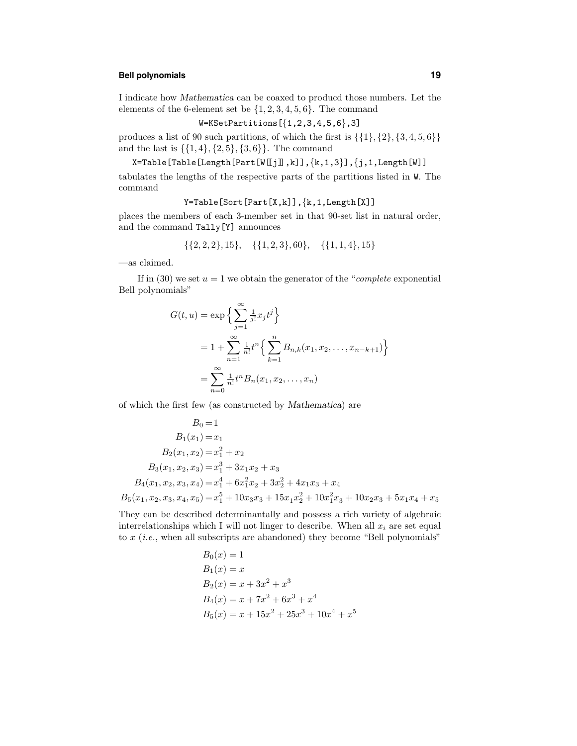I indicate how *Mathematica* can be coaxed to producd those numbers. Let the elements of the 6-element set be $\{1,2,3,4,5,6\}$. The command

```
W=KSetPartitions[{1,2,3,4,5,6},3]
```

produces a list of 90 such partitions, of which the first is $\{\{1\},\{2\},\{3,4,5,6\}\}$ and the last is $\{\{1,4\},\{2,5\},\{3,6\}\}$. The command

```
X=Table[Table[Length[Part[W[[j]],k]],{k,1,3}],{j,1,Length[W]]
```

tabulates the lengths of the respective parts of the partitions listed in W. The command

```
Y=Table[Sort[Part[X,k]],{k,1,Length[X]]
```

places the members of each 3-member set in that 90-set list in natural order, and the command `Tally[Y]` announces

$$\{\{2,2,2\},15\},\quad \{\{1,2,3\},60\},\quad \{\{1,1,4\},15\}$$

—as claimed.

If in (30) we set $u=1$ we obtain the generator of the "*complete* exponential Bell polynomials"

$$\begin{aligned}
G(t,u) &= \exp\Big\{\sum_{j=1}^{\infty}\tfrac{1}{j!}x_j t^j\Big\}\\
&= 1+\sum_{n=1}^{\infty}\tfrac{1}{n!}t^n\Big\{\sum_{k=1}^{n}B_{n,k}(x_1,x_2,\dots,x_{n-k+1})\Big\}\\
&= \sum_{n=0}^{\infty}\tfrac{1}{n!}t^n B_n(x_1,x_2,\dots,x_n)
\end{aligned}$$

of which the first few (as constructed by *Mathematica*) are

$$\begin{aligned}
B_0 &= 1\\
B_1(x_1) &= x_1\\
B_2(x_1,x_2) &= x_1^2+x_2\\
B_3(x_1,x_2,x_3) &= x_1^3+3x_1x_2+x_3\\
B_4(x_1,x_2,x_3,x_4) &= x_1^4+6x_1^2x_2+3x_2^2+4x_1x_3+x_4\\
B_5(x_1,x_2,x_3,x_4,x_5) &= x_1^5+10x_3x_3+15x_1x_2^2+10x_1^2x_3+10x_2x_3+5x_1x_4+x_5
\end{aligned}$$

They can be described determinantally and possess a rich variety of algebraic interrelationships which I will not linger to describe. When all $x_i$ are set equal to $x$ (*i.e.*, when all subscripts are abandoned) they become "Bell polynomials"

$$\begin{aligned}
B_0(x) &= 1\\
B_1(x) &= x\\
B_2(x) &= x+3x^2+x^3\\
B_4(x) &= x+7x^2+6x^3+x^4\\
B_5(x) &= x+15x^2+25x^3+10x^4+x^5
\end{aligned}$$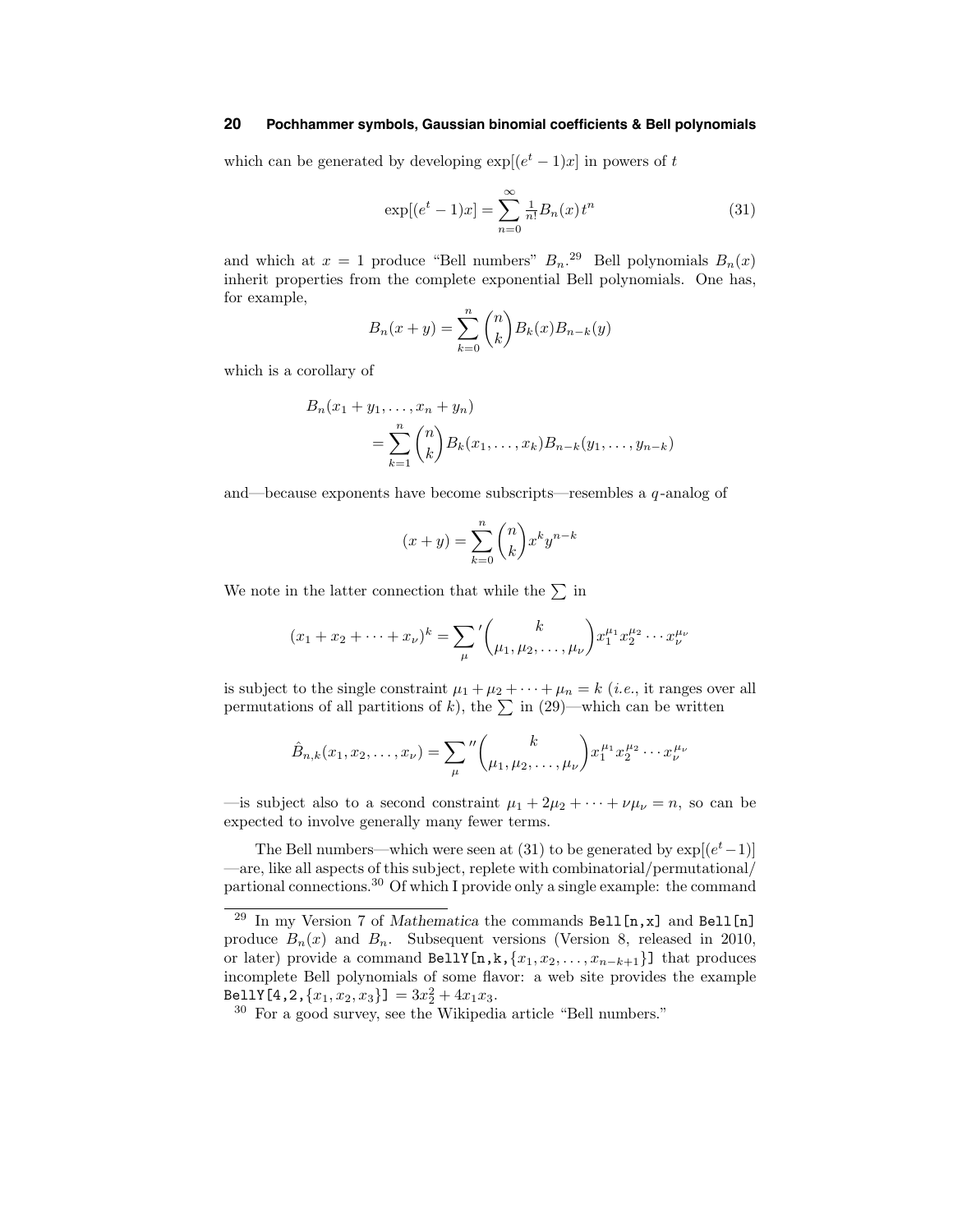which can be generated by developing $\exp[(e^t-1)x]$ in powers of $t$

$$\exp[(e^t-1)x] = \sum_{n=0}^{\infty} \tfrac{1}{n!} B_n(x)\, t^n \tag{31}$$

and which at $x = 1$ produce "Bell numbers" $B_n$.[29] Bell polynomials $B_n(x)$ inherit properties from the complete exponential Bell polynomials. One has, for example,

$$B_n(x+y) = \sum_{k=0}^{n} \binom{n}{k} B_k(x) B_{n-k}(y)$$

which is a corollary of

$$\begin{aligned} &B_n(x_1+y_1,\ldots,x_n+y_n) \\ &\qquad = \sum_{k=1}^{n} \binom{n}{k} B_k(x_1,\ldots,x_k) B_{n-k}(y_1,\ldots,y_{n-k}) \end{aligned}$$

and—because exponents have become subscripts—resembles a $q$-analog of

$$(x+y) = \sum_{k=0}^{n} \binom{n}{k} x^k y^{n-k}$$

We note in the latter connection that while the $\sum$ in

$$(x_1+x_2+\cdots+x_\nu)^k = {\sum_{\mu}}' \binom{k}{\mu_1,\mu_2,\ldots,\mu_\nu} x_1^{\mu_1} x_2^{\mu_2} \cdots x_\nu^{\mu_\nu}$$

is subject to the single constraint $\mu_1+\mu_2+\cdots+\mu_n = k$ (*i.e.*, it ranges over all permutations of all partitions of $k$), the $\sum$ in (29)—which can be written

$$\hat{B}_{n,k}(x_1,x_2,\ldots,x_\nu) = {\sum_{\mu}}'' \binom{k}{\mu_1,\mu_2,\ldots,\mu_\nu} x_1^{\mu_1} x_2^{\mu_2} \cdots x_\nu^{\mu_\nu}$$

—is subject also to a second constraint $\mu_1+2\mu_2+\cdots+\nu\mu_\nu = n$, so can be expected to involve generally many fewer terms.

The Bell numbers—which were seen at (31) to be generated by $\exp[(e^t-1)]$—are, like all aspects of this subject, replete with combinatorial/permutational/partional connections.[30] Of which I provide only a single example: the command

---

[29] In my Version 7 of *Mathematica* the commands `Bell[n,x]` and `Bell[n]` produce $B_n(x)$ and $B_n$. Subsequent versions (Version 8, released in 2010, or later) provide a command `BellY[n,k,`$\{x_1,x_2,\ldots,x_{n-k+1}\}$`]` that produces incomplete Bell polynomials of some flavor: a web site provides the example `BellY[4,2,`$\{x_1,x_2,x_3\}$`]` $= 3x_2^2 + 4x_1x_3$.

[30] For a good survey, see the Wikipedia article "Bell numbers."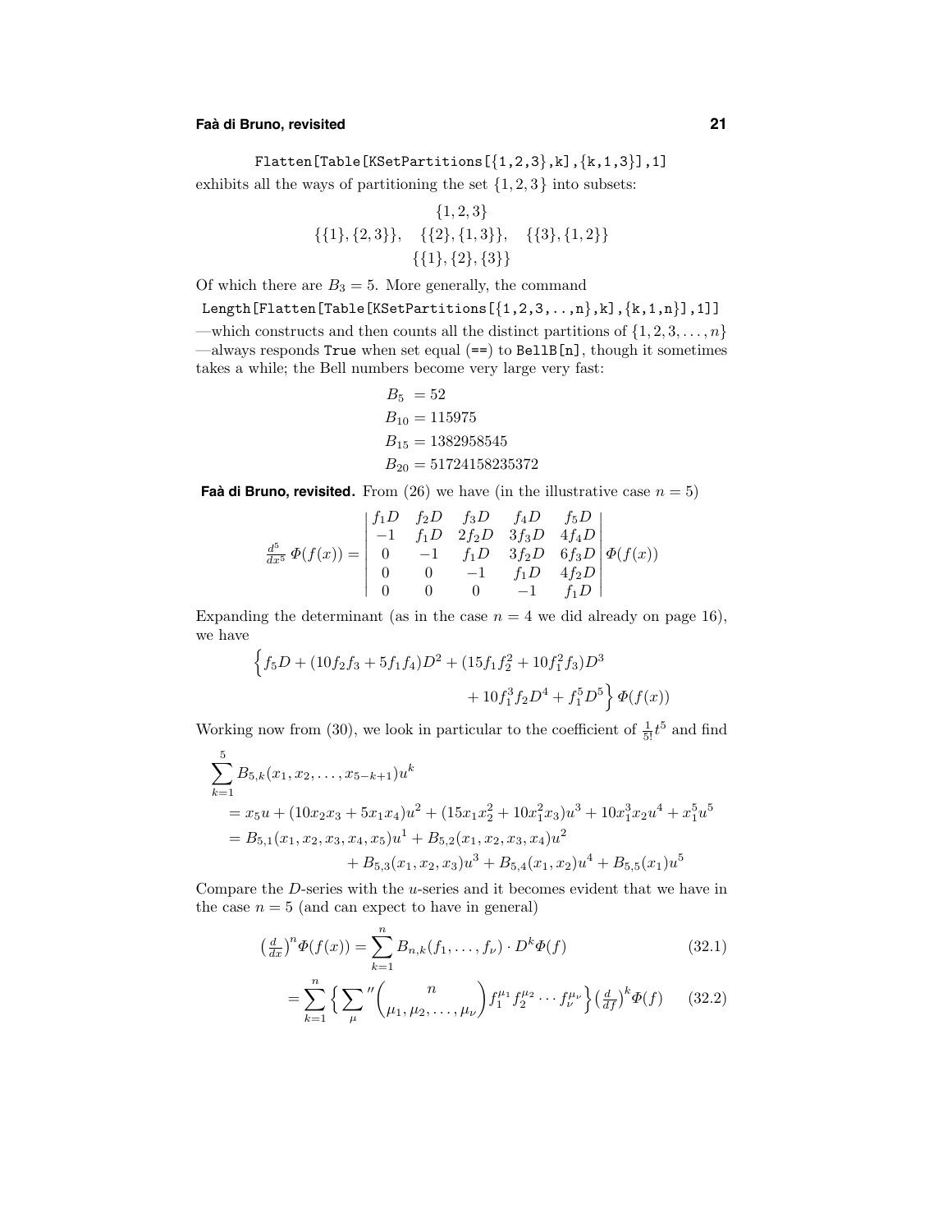```
Flatten[Table[KSetPartitions[{1,2,3},k],{k,1,3}],1]
```

exhibits all the ways of partitioning the set $\{1,2,3\}$ into subsets:

$$\{1,2,3\}$$
$$\{\{1\},\{2,3\}\},\quad \{\{2\},\{1,3\}\},\quad \{\{3\},\{1,2\}\}$$
$$\{\{1\},\{2\},\{3\}\}$$

Of which there are $B_3 = 5$. More generally, the command

```
Length[Flatten[Table[KSetPartitions[{1,2,3,..,n},k],{k,1,n}],1]]
```

—which constructs and then counts all the distinct partitions of $\{1,2,3,\ldots,n\}$ —always responds `True` when set equal (`==`) to `BellB[n]`, though it sometimes takes a while; the Bell numbers become very large very fast:

$$\begin{aligned}
B_5 &= 52\\
B_{10} &= 115975\\
B_{15} &= 1382958545\\
B_{20} &= 51724158235372
\end{aligned}$$

**Faà di Bruno, revisited.** From (26) we have (in the illustrative case $n = 5$)

$$\tfrac{d^5}{dx^5}\,\Phi(f(x)) = \begin{vmatrix} f_1D & f_2D & f_3D & f_4D & f_5D\\ -1 & f_1D & 2f_2D & 3f_3D & 4f_4D\\ 0 & -1 & f_1D & 3f_2D & 6f_3D\\ 0 & 0 & -1 & f_1D & 4f_2D\\ 0 & 0 & 0 & -1 & f_1D \end{vmatrix}\Phi(f(x))$$

Expanding the determinant (as in the case $n = 4$ we did already on page 16), we have

$$\Big\{f_5D + (10f_2f_3 + 5f_1f_4)D^2 + (15f_1f_2^2 + 10f_1^2f_3)D^3 + 10f_1^3f_2D^4 + f_1^5D^5\Big\}\,\Phi(f(x))$$

Working now from (30), we look in particular to the coefficient of $\frac{1}{5!}t^5$ and find

$$\begin{aligned}
\sum_{k=1}^{5} & B_{5,k}(x_1,x_2,\ldots,x_{5-k+1})u^k\\
&= x_5u + (10x_2x_3 + 5x_1x_4)u^2 + (15x_1x_2^2 + 10x_1^2x_3)u^3 + 10x_1^3x_2u^4 + x_1^5u^5\\
&= B_{5,1}(x_1,x_2,x_3,x_4,x_5)u^1 + B_{5,2}(x_1,x_2,x_3,x_4)u^2\\
&\qquad + B_{5,3}(x_1,x_2,x_3)u^3 + B_{5,4}(x_1,x_2)u^4 + B_{5,5}(x_1)u^5
\end{aligned}$$

Compare the $D$-series with the $u$-series and it becomes evident that we have in the case $n = 5$ (and can expect to have in general)

$$\big(\tfrac{d}{dx}\big)^n\Phi(f(x)) = \sum_{k=1}^{n} B_{n,k}(f_1,\ldots,f_\nu)\cdot D^k\Phi(f) \tag{32.1}$$

$$= \sum_{k=1}^{n}\Big\{\sum_{\mu}{}''\binom{n}{\mu_1,\mu_2,\ldots,\mu_\nu}f_1^{\mu_1}f_2^{\mu_2}\cdots f_\nu^{\mu_\nu}\Big\}\big(\tfrac{d}{df}\big)^k\Phi(f) \tag{32.2}$$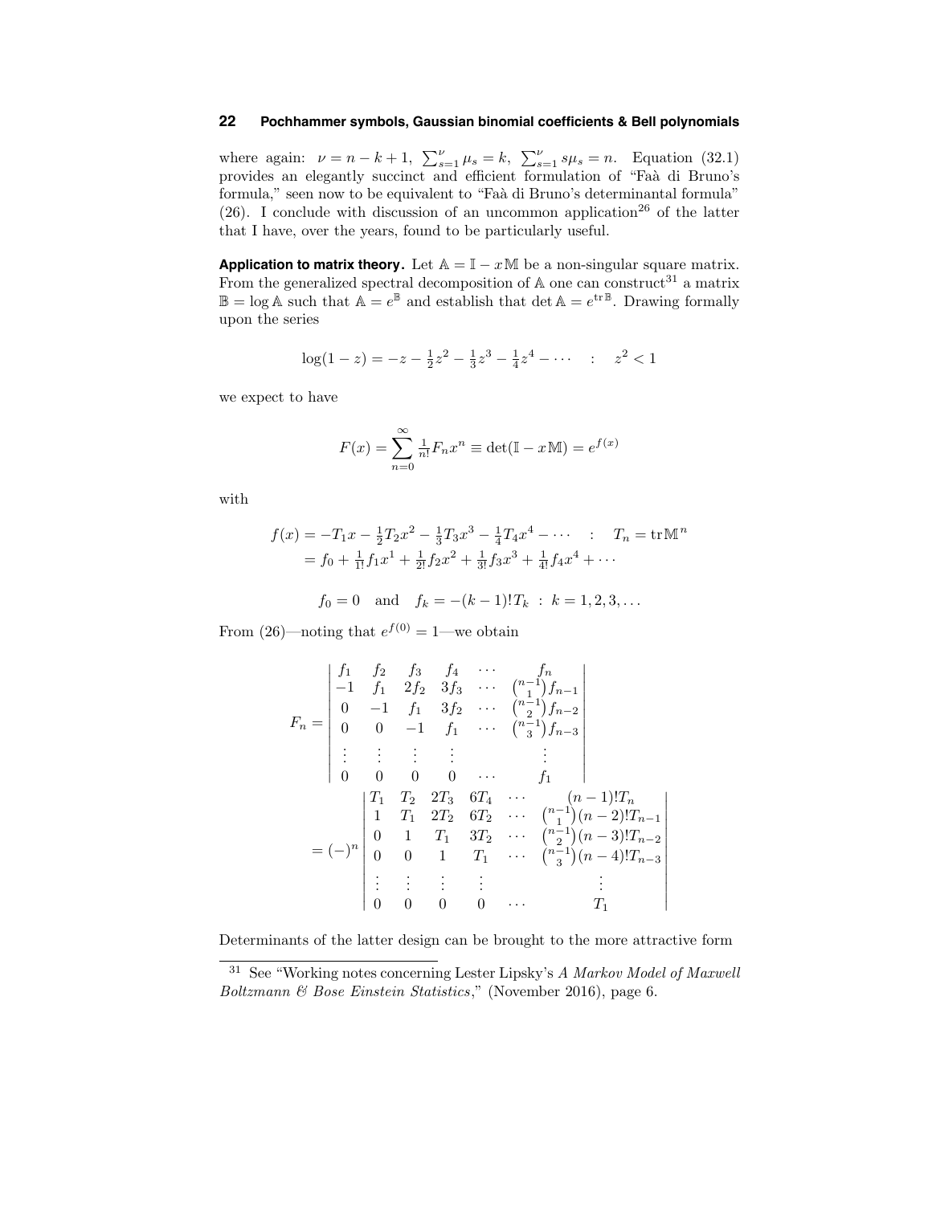where again: $\nu = n - k + 1$, $\sum_{s=1}^{\nu} \mu_s = k$, $\sum_{s=1}^{\nu} s\mu_s = n$. Equation (32.1) provides an elegantly succinct and efficient formulation of "Faà di Bruno's formula," seen now to be equivalent to "Faà di Bruno's determinantal formula" (26). I conclude with discussion of an uncommon application[26] of the latter that I have, over the years, found to be particularly useful.

**Application to matrix theory.** Let $\mathbb{A} = \mathbb{I} - x\,\mathbb{M}$ be a non-singular square matrix. From the generalized spectral decomposition of $\mathbb{A}$ one can construct[31] a matrix $\mathbb{B} = \log \mathbb{A}$ such that $\mathbb{A} = e^{\mathbb{B}}$ and establish that $\det \mathbb{A} = e^{\operatorname{tr} \mathbb{B}}$. Drawing formally upon the series

$$\log(1 - z) = -z - \tfrac{1}{2}z^2 - \tfrac{1}{3}z^3 - \tfrac{1}{4}z^4 - \cdots \quad : \quad z^2 < 1$$

we expect to have

$$F(x) = \sum_{n=0}^{\infty} \tfrac{1}{n!} F_n x^n \equiv \det(\mathbb{I} - x\,\mathbb{M}) = e^{f(x)}$$

with

$$\begin{aligned} f(x) &= -T_1 x - \tfrac{1}{2}T_2 x^2 - \tfrac{1}{3}T_3 x^3 - \tfrac{1}{4}T_4 x^4 - \cdots \quad : \quad T_n = \operatorname{tr} \mathbb{M}^n \\ &= f_0 + \tfrac{1}{1!}f_1 x^1 + \tfrac{1}{2!}f_2 x^2 + \tfrac{1}{3!}f_3 x^3 + \tfrac{1}{4!}f_4 x^4 + \cdots \end{aligned}$$

$$f_0 = 0 \quad \text{and} \quad f_k = -(k-1)!\,T_k \ : \ k = 1, 2, 3, \ldots$$

From (26)—noting that $e^{f(0)} = 1$—we obtain

$$\begin{aligned} F_n &= \begin{vmatrix} f_1 & f_2 & f_3 & f_4 & \cdots & f_n \\ -1 & f_1 & 2f_2 & 3f_3 & \cdots & \binom{n-1}{1} f_{n-1} \\ 0 & -1 & f_1 & 3f_2 & \cdots & \binom{n-1}{2} f_{n-2} \\ 0 & 0 & -1 & f_1 & \cdots & \binom{n-1}{3} f_{n-3} \\ \vdots & \vdots & \vdots & \vdots & & \vdots \\ 0 & 0 & 0 & 0 & \cdots & f_1 \end{vmatrix} \\ &= (-)^n \begin{vmatrix} T_1 & T_2 & 2T_3 & 6T_4 & \cdots & (n-1)!T_n \\ 1 & T_1 & 2T_2 & 6T_2 & \cdots & \binom{n-1}{1}(n-2)!T_{n-1} \\ 0 & 1 & T_1 & 3T_2 & \cdots & \binom{n-1}{2}(n-3)!T_{n-2} \\ 0 & 0 & 1 & T_1 & \cdots & \binom{n-1}{3}(n-4)!T_{n-3} \\ \vdots & \vdots & \vdots & \vdots & & \vdots \\ 0 & 0 & 0 & 0 & \cdots & T_1 \end{vmatrix} \end{aligned}$$

Determinants of the latter design can be brought to the more attractive form

---

[31] See "Working notes concerning Lester Lipsky's *A Markov Model of Maxwell Boltzmann & Bose Einstein Statistics*," (November 2016), page 6.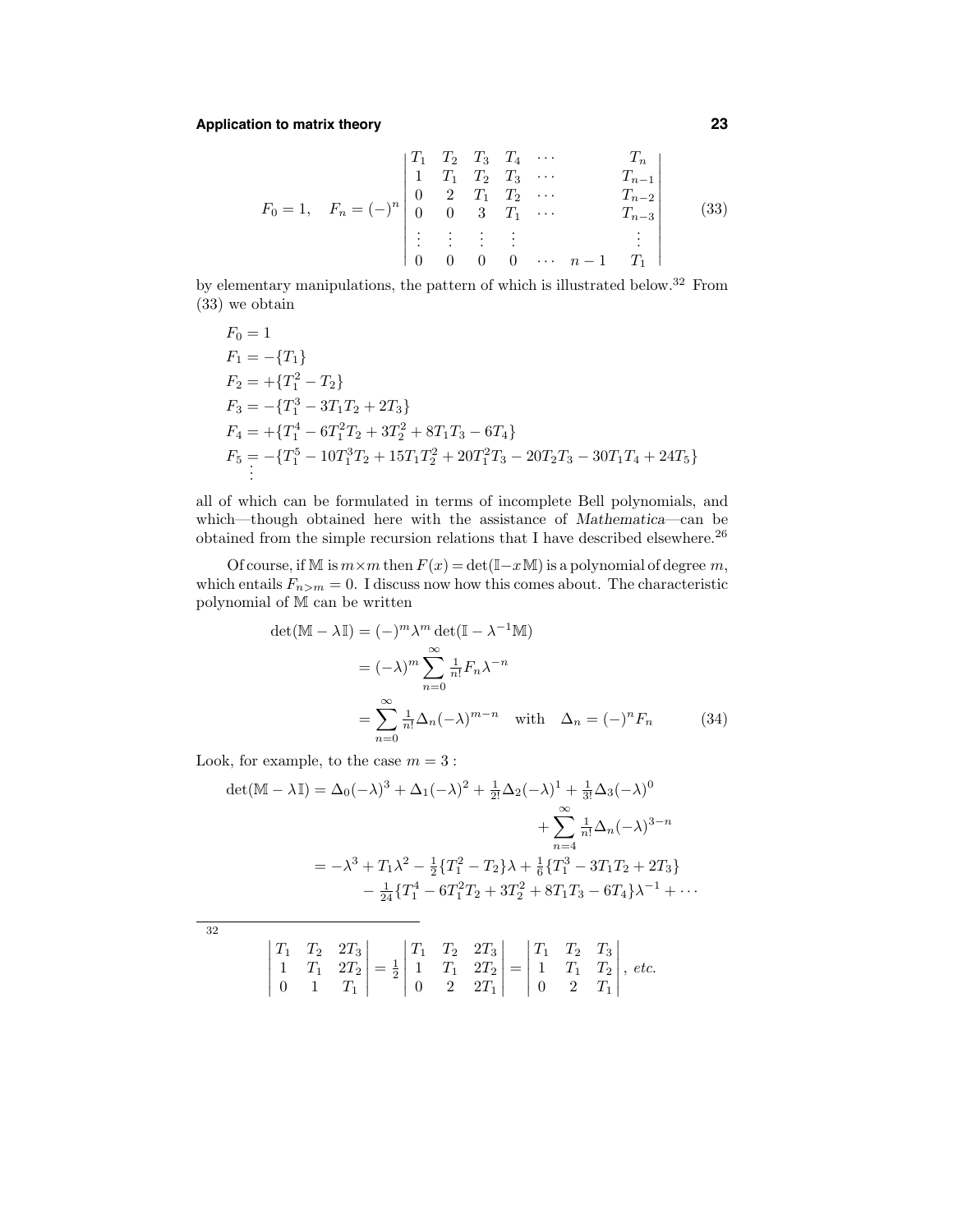$$
F_0 = 1, \quad F_n = (-)^n \begin{vmatrix} T_1 & T_2 & T_3 & T_4 & \cdots & & T_n \\ 1 & T_1 & T_2 & T_3 & \cdots & & T_{n-1} \\ 0 & 2 & T_1 & T_2 & \cdots & & T_{n-2} \\ 0 & 0 & 3 & T_1 & \cdots & & T_{n-3} \\ \vdots & \vdots & \vdots & \vdots & & & \vdots \\ 0 & 0 & 0 & 0 & \cdots & n-1 & T_1 \end{vmatrix} \tag{33}
$$

by elementary manipulations, the pattern of which is illustrated below.[32] From (33) we obtain

$$
\begin{aligned}
F_0 &= 1 \\
F_1 &= -\{T_1\} \\
F_2 &= +\{T_1^2 - T_2\} \\
F_3 &= -\{T_1^3 - 3T_1T_2 + 2T_3\} \\
F_4 &= +\{T_1^4 - 6T_1^2T_2 + 3T_2^2 + 8T_1T_3 - 6T_4\} \\
F_5 &= -\{T_1^5 - 10T_1^3T_2 + 15T_1T_2^2 + 20T_1^2T_3 - 20T_2T_3 - 30T_1T_4 + 24T_5\} \\
&\vdots
\end{aligned}
$$

all of which can be formulated in terms of incomplete Bell polynomials, and which—though obtained here with the assistance of *Mathematica*—can be obtained from the simple recursion relations that I have described elsewhere.[26]

Of course, if $\mathbb{M}$ is $m \times m$ then $F(x) = \det(\mathbb{I} - x\mathbb{M})$ is a polynomial of degree $m$, which entails $F_{n>m} = 0$. I discuss now how this comes about. The characteristic polynomial of $\mathbb{M}$ can be written

$$
\begin{aligned}
\det(\mathbb{M} - \lambda\mathbb{I}) &= (-)^m \lambda^m \det(\mathbb{I} - \lambda^{-1}\mathbb{M}) \\
&= (-\lambda)^m \sum_{n=0}^{\infty} \tfrac{1}{n!} F_n \lambda^{-n} \\
&= \sum_{n=0}^{\infty} \tfrac{1}{n!} \Delta_n (-\lambda)^{m-n} \quad \text{with} \quad \Delta_n = (-)^n F_n
\end{aligned} \tag{34}
$$

Look, for example, to the case $m = 3$ :

$$
\begin{aligned}
\det(\mathbb{M} - \lambda\mathbb{I}) &= \Delta_0(-\lambda)^3 + \Delta_1(-\lambda)^2 + \tfrac{1}{2!}\Delta_2(-\lambda)^1 + \tfrac{1}{3!}\Delta_3(-\lambda)^0 \\
&\qquad + \sum_{n=4}^{\infty} \tfrac{1}{n!}\Delta_n(-\lambda)^{3-n} \\
&= -\lambda^3 + T_1\lambda^2 - \tfrac{1}{2}\{T_1^2 - T_2\}\lambda + \tfrac{1}{6}\{T_1^3 - 3T_1T_2 + 2T_3\} \\
&\qquad - \tfrac{1}{24}\{T_1^4 - 6T_1^2T_2 + 3T_2^2 + 8T_1T_3 - 6T_4\}\lambda^{-1} + \cdots
\end{aligned}
$$

---

[32]

$$
\begin{vmatrix} T_1 & T_2 & 2T_3 \\ 1 & T_1 & 2T_2 \\ 0 & 1 & T_1 \end{vmatrix} = \tfrac{1}{2} \begin{vmatrix} T_1 & T_2 & 2T_3 \\ 1 & T_1 & 2T_2 \\ 0 & 2 & 2T_1 \end{vmatrix} = \begin{vmatrix} T_1 & T_2 & T_3 \\ 1 & T_1 & T_2 \\ 0 & 2 & T_1 \end{vmatrix}, \textit{ etc.}
$$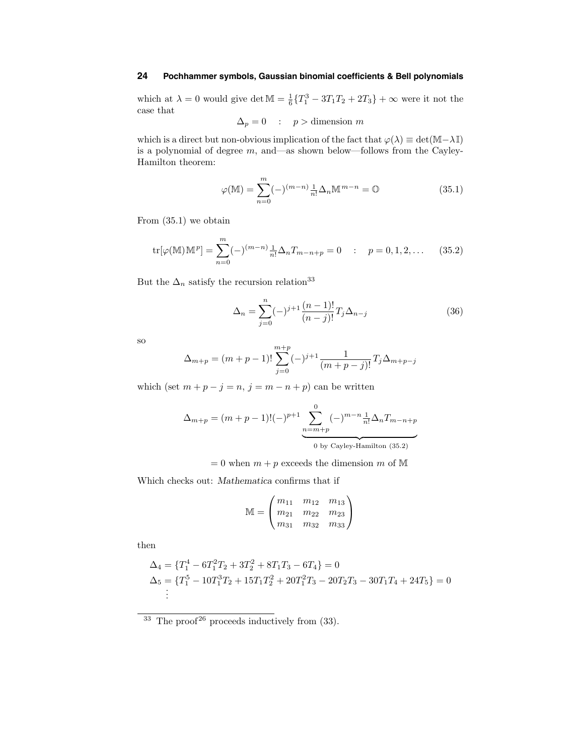which at $\lambda = 0$ would give $\det \mathbb{M} = \frac{1}{6}\{T_1^3 - 3T_1T_2 + 2T_3\} + \infty$ were it not the case that

$$\Delta_p = 0 \quad : \quad p > \text{dimension } m$$

which is a direct but non-obvious implication of the fact that $\varphi(\lambda) \equiv \det(\mathbb{M} - \lambda\mathbb{I})$ is a polynomial of degree $m$, and—as shown below—follows from the Cayley-Hamilton theorem:

$$\varphi(\mathbb{M}) = \sum_{n=0}^{m} (-)^{(m-n)} \tfrac{1}{n!} \Delta_n \mathbb{M}^{m-n} = \mathbb{O} \tag{35.1}$$

From (35.1) we obtain

$$\text{tr}[\varphi(\mathbb{M})\,\mathbb{M}^p] = \sum_{n=0}^{m} (-)^{(m-n)} \tfrac{1}{n!} \Delta_n T_{m-n+p} = 0 \quad : \quad p = 0, 1, 2, \ldots \tag{35.2}$$

But the $\Delta_n$ satisfy the recursion relation[33]

$$\Delta_n = \sum_{j=0}^{n} (-)^{j+1} \frac{(n-1)!}{(n-j)!} T_j \Delta_{n-j} \tag{36}$$

so

$$\Delta_{m+p} = (m+p-1)! \sum_{j=0}^{m+p} (-)^{j+1} \frac{1}{(m+p-j)!} T_j \Delta_{m+p-j}$$

which (set $m+p-j = n$, $j = m-n+p$) can be written

$$\Delta_{m+p} = (m+p-1)!(-)^{p+1} \underbrace{\sum_{n=m+p}^{0} (-)^{m-n} \tfrac{1}{n!} \Delta_n T_{m-n+p}}_{0 \text{ by Cayley-Hamilton (35.2)}}$$

$$= 0 \text{ when } m+p \text{ exceeds the dimension } m \text{ of } \mathbb{M}$$

Which checks out: *Mathematica* confirms that if

$$\mathbb{M} = \begin{pmatrix} m_{11} & m_{12} & m_{13} \\ m_{21} & m_{22} & m_{23} \\ m_{31} & m_{32} & m_{33} \end{pmatrix}$$

then

$$\begin{aligned}
\Delta_4 &= \{T_1^4 - 6T_1^2T_2 + 3T_2^2 + 8T_1T_3 - 6T_4\} = 0 \\
\Delta_5 &= \{T_1^5 - 10T_1^3T_2 + 15T_1T_2^2 + 20T_1^2T_3 - 20T_2T_3 - 30T_1T_4 + 24T_5\} = 0 \\
&\;\vdots
\end{aligned}$$

---

[33] The proof[26] proceeds inductively from (33).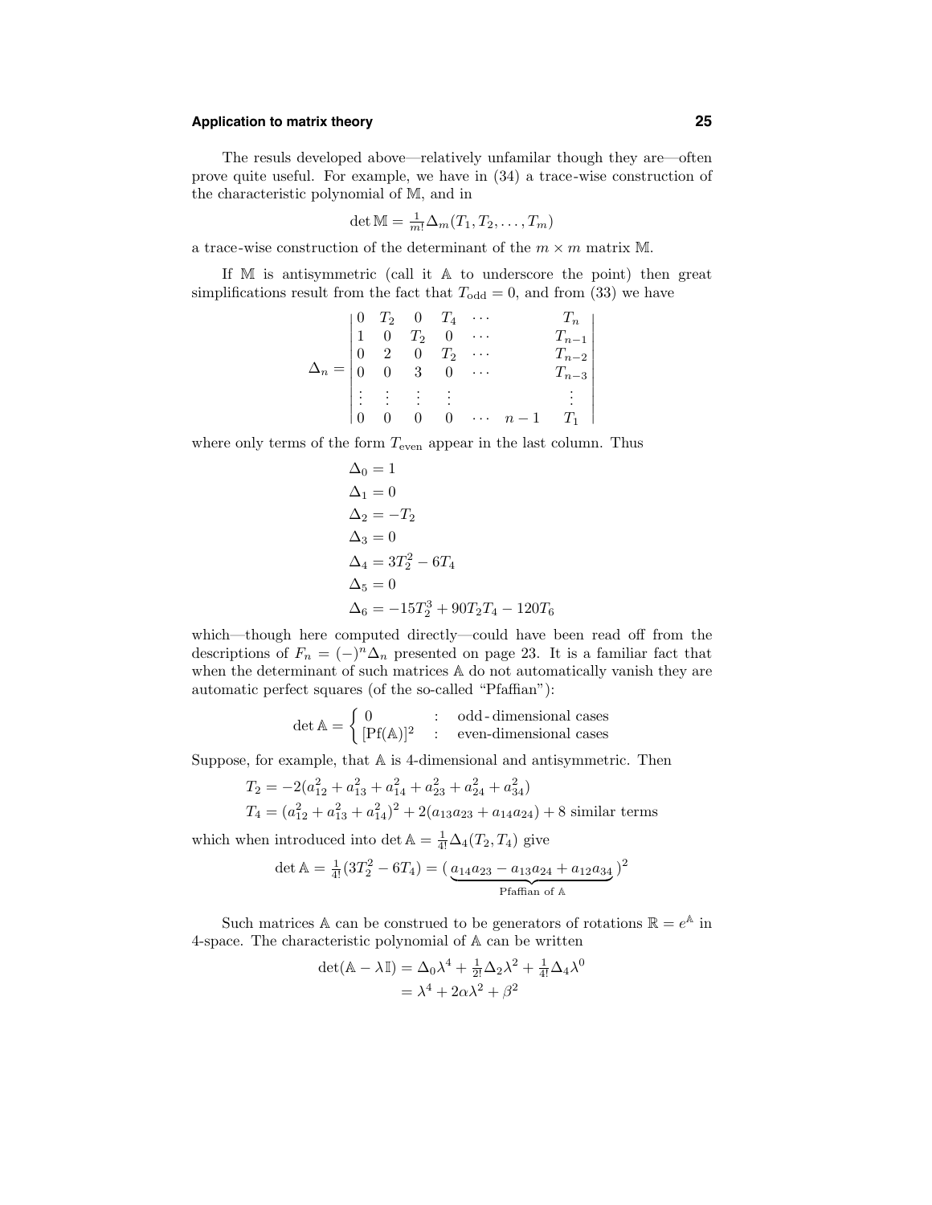The resuls developed above—relatively unfamilar though they are—often prove quite useful. For example, we have in (34) a trace-wise construction of the characteristic polynomial of $\mathbb{M}$, and in

$$\det \mathbb{M} = \tfrac{1}{m!}\Delta_m(T_1, T_2, \ldots, T_m)$$

a trace-wise construction of the determinant of the $m \times m$ matrix $\mathbb{M}$.

If $\mathbb{M}$ is antisymmetric (call it $\mathbb{A}$ to underscore the point) then great simplifications result from the fact that $T_{\text{odd}} = 0$, and from (33) we have

$$\Delta_n = \begin{vmatrix} 0 & T_2 & 0 & T_4 & \cdots & & T_n \\ 1 & 0 & T_2 & 0 & \cdots & & T_{n-1} \\ 0 & 2 & 0 & T_2 & \cdots & & T_{n-2} \\ 0 & 0 & 3 & 0 & \cdots & & T_{n-3} \\ \vdots & \vdots & \vdots & \vdots & & & \vdots \\ 0 & 0 & 0 & 0 & \cdots & n-1 & T_1 \end{vmatrix}$$

where only terms of the form $T_{\text{even}}$ appear in the last column. Thus

$$\begin{aligned}
\Delta_0 &= 1 \\
\Delta_1 &= 0 \\
\Delta_2 &= -T_2 \\
\Delta_3 &= 0 \\
\Delta_4 &= 3T_2^2 - 6T_4 \\
\Delta_5 &= 0 \\
\Delta_6 &= -15T_2^3 + 90T_2T_4 - 120T_6
\end{aligned}$$

which—though here computed directly—could have been read off from the descriptions of $F_n = (-)^n\Delta_n$ presented on page 23. It is a familiar fact that when the determinant of such matrices $\mathbb{A}$ do not automatically vanish they are automatic perfect squares (of the so-called "Pfaffian"):

$$\det \mathbb{A} = \begin{cases} 0 & : \quad \text{odd-dimensional cases} \\ [\text{Pf}(\mathbb{A})]^2 & : \quad \text{even-dimensional cases} \end{cases}$$

Suppose, for example, that $\mathbb{A}$ is 4-dimensional and antisymmetric. Then

$$\begin{aligned}
T_2 &= -2(a_{12}^2 + a_{13}^2 + a_{14}^2 + a_{23}^2 + a_{24}^2 + a_{34}^2) \\
T_4 &= (a_{12}^2 + a_{13}^2 + a_{14}^2)^2 + 2(a_{13}a_{23} + a_{14}a_{24}) + 8 \text{ similar terms}
\end{aligned}$$

which when introduced into $\det \mathbb{A} = \frac{1}{4!}\Delta_4(T_2, T_4)$ give

$$\det \mathbb{A} = \tfrac{1}{4!}(3T_2^2 - 6T_4) = (\underbrace{a_{14}a_{23} - a_{13}a_{24} + a_{12}a_{34}}_{\text{Pfaffian of } \mathbb{A}})^2$$

Such matrices $\mathbb{A}$ can be construed to be generators of rotations $\mathbb{R} = e^{\mathbb{A}}$ in 4-space. The characteristic polynomial of $\mathbb{A}$ can be written

$$\begin{aligned}
\det(\mathbb{A} - \lambda\mathbb{I}) &= \Delta_0\lambda^4 + \tfrac{1}{2!}\Delta_2\lambda^2 + \tfrac{1}{4!}\Delta_4\lambda^0 \\
&= \lambda^4 + 2\alpha\lambda^2 + \beta^2
\end{aligned}$$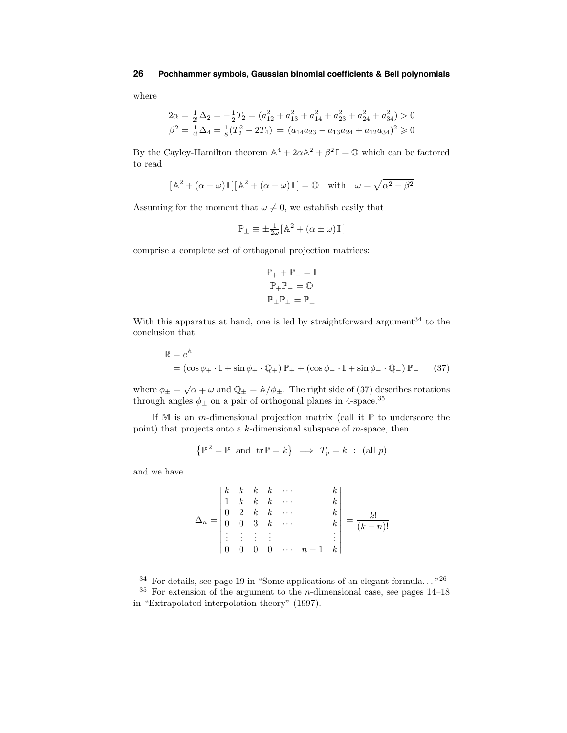where

$$
\begin{aligned}
2\alpha &= \tfrac{1}{2!}\Delta_2 = -\tfrac{1}{2}T_2 = (a_{12}^2 + a_{13}^2 + a_{14}^2 + a_{23}^2 + a_{24}^2 + a_{34}^2) > 0 \\
\beta^2 &= \tfrac{1}{4!}\Delta_4 = \tfrac{1}{8}(T_2^2 - 2T_4) \;=\; (a_{14}a_{23} - a_{13}a_{24} + a_{12}a_{34})^2 \geqslant 0
\end{aligned}
$$

By the Cayley-Hamilton theorem $\mathbb{A}^4 + 2\alpha\mathbb{A}^2 + \beta^2\,\mathbb{I} = \mathbb{O}$ which can be factored to read

$$
[\,\mathbb{A}^2 + (\alpha+\omega)\,\mathbb{I}\,][\,\mathbb{A}^2 + (\alpha-\omega)\,\mathbb{I}\,] = \mathbb{O} \quad \text{with} \quad \omega = \sqrt{\alpha^2 - \beta^2}
$$

Assuming for the moment that $\omega \neq 0$, we establish easily that

$$
\mathbb{P}_\pm \equiv \pm\tfrac{1}{2\omega}[\,\mathbb{A}^2 + (\alpha \pm \omega)\,\mathbb{I}\,]
$$

comprise a complete set of orthogonal projection matrices:

$$
\begin{gathered}
\mathbb{P}_+ + \mathbb{P}_- = \mathbb{I} \\
\mathbb{P}_+\mathbb{P}_- = \mathbb{O} \\
\mathbb{P}_\pm\mathbb{P}_\pm = \mathbb{P}_\pm
\end{gathered}
$$

With this apparatus at hand, one is led by straightforward argument[34] to the conclusion that

$$
\begin{aligned}
\mathbb{R} &= e^{\mathbb{A}} \\
&= (\cos\phi_+ \cdot \mathbb{I} + \sin\phi_+ \cdot \mathbb{Q}_+)\,\mathbb{P}_+ + (\cos\phi_- \cdot \mathbb{I} + \sin\phi_- \cdot \mathbb{Q}_-)\,\mathbb{P}_- \qquad (37)
\end{aligned}
$$

where $\phi_\pm = \sqrt{\alpha \mp \omega}$ and $\mathbb{Q}_\pm = \mathbb{A}/\phi_\pm$. The right side of (37) describes rotations through angles $\phi_\pm$ on a pair of orthogonal planes in 4-space.[35]

If $\mathbb{M}$ is an $m$-dimensional projection matrix (call it $\mathbb{P}$ to underscore the point) that projects onto a $k$-dimensional subspace of $m$-space, then

$$
\big\{\mathbb{P}^2 = \mathbb{P} \;\text{ and }\; \operatorname{tr}\mathbb{P} = k\big\} \implies T_p = k \;:\; (\text{all } p)
$$

and we have

$$
\Delta_n = \begin{vmatrix}
k & k & k & k & \cdots & & k \\
1 & k & k & k & \cdots & & k \\
0 & 2 & k & k & \cdots & & k \\
0 & 0 & 3 & k & \cdots & & k \\
\vdots & \vdots & \vdots & \vdots & & & \vdots \\
0 & 0 & 0 & 0 & \cdots & n-1 & k
\end{vmatrix} = \frac{k!}{(k-n)!}
$$

---

[34] For details, see page 19 in "Some applications of an elegant formula. . ."[26]

[35] For extension of the argument to the $n$-dimensional case, see pages 14–18 in "Extrapolated interpolation theory" (1997).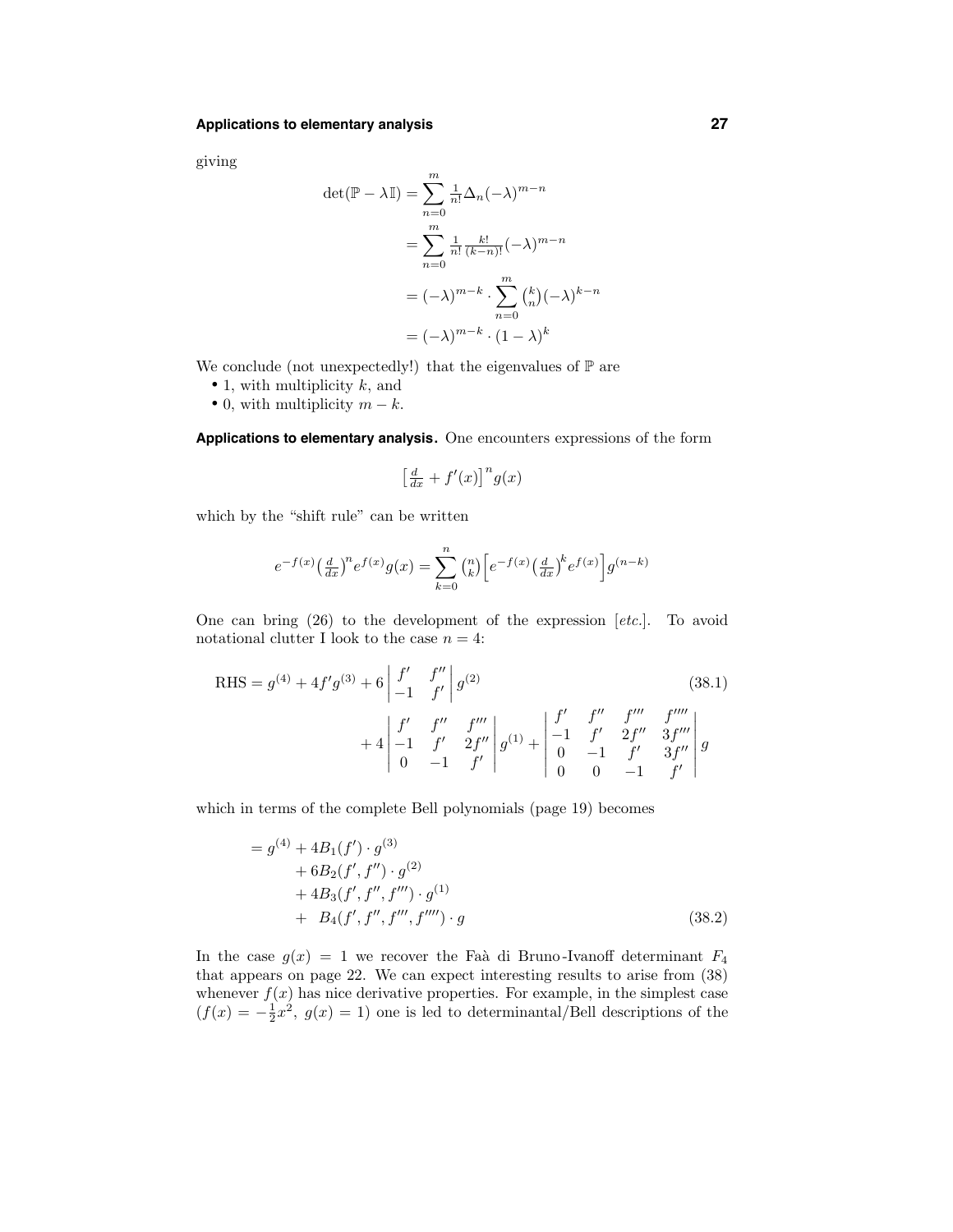giving

$$
\begin{aligned}
\det(\mathbb{P}-\lambda\mathbb{I}) &= \sum_{n=0}^{m} \tfrac{1}{n!}\Delta_n(-\lambda)^{m-n} \\
&= \sum_{n=0}^{m} \tfrac{1}{n!}\tfrac{k!}{(k-n)!}(-\lambda)^{m-n} \\
&= (-\lambda)^{m-k}\cdot \sum_{n=0}^{m} \tbinom{k}{n}(-\lambda)^{k-n} \\
&= (-\lambda)^{m-k}\cdot (1-\lambda)^k
\end{aligned}
$$

We conclude (not unexpectedly!) that the eigenvalues of $\mathbb{P}$ are

- 1, with multiplicity $k$, and
- 0, with multiplicity $m-k$.

**Applications to elementary analysis.** One encounters expressions of the form

$$
\left[\tfrac{d}{dx} + f'(x)\right]^n g(x)
$$

which by the "shift rule" can be written

$$
e^{-f(x)}\big(\tfrac{d}{dx}\big)^n e^{f(x)} g(x) = \sum_{k=0}^{n} \tbinom{n}{k}\Big[e^{-f(x)}\big(\tfrac{d}{dx}\big)^k e^{f(x)}\Big] g^{(n-k)}
$$

One can bring (26) to the development of the expression [*etc.*]. To avoid notational clutter I look to the case $n=4$:

$$
\begin{aligned}
\text{RHS} = g^{(4)} + 4f'g^{(3)} &+ 6\begin{vmatrix} f' & f'' \\ -1 & f' \end{vmatrix} g^{(2)} \qquad (38.1) \\
&+ 4\begin{vmatrix} f' & f'' & f''' \\ -1 & f' & 2f'' \\ 0 & -1 & f' \end{vmatrix} g^{(1)} + \begin{vmatrix} f' & f'' & f''' & f'''' \\ -1 & f' & 2f'' & 3f''' \\ 0 & -1 & f' & 3f'' \\ 0 & 0 & -1 & f' \end{vmatrix} g
\end{aligned}
$$

which in terms of the complete Bell polynomials (page 19) becomes

$$
\begin{aligned}
= g^{(4)} &+ 4B_1(f')\cdot g^{(3)} \\
&+ 6B_2(f',f'')\cdot g^{(2)} \\
&+ 4B_3(f',f'',f''')\cdot g^{(1)} \\
&+ \ \ B_4(f',f'',f''',f'''')\cdot g \qquad (38.2)
\end{aligned}
$$

In the case $g(x)=1$ we recover the Faà di Bruno-Ivanoff determinant $F_4$ that appears on page 22. We can expect interesting results to arise from (38) whenever $f(x)$ has nice derivative properties. For example, in the simplest case ($f(x) = -\frac{1}{2}x^2,\ g(x)=1$) one is led to determinantal/Bell descriptions of the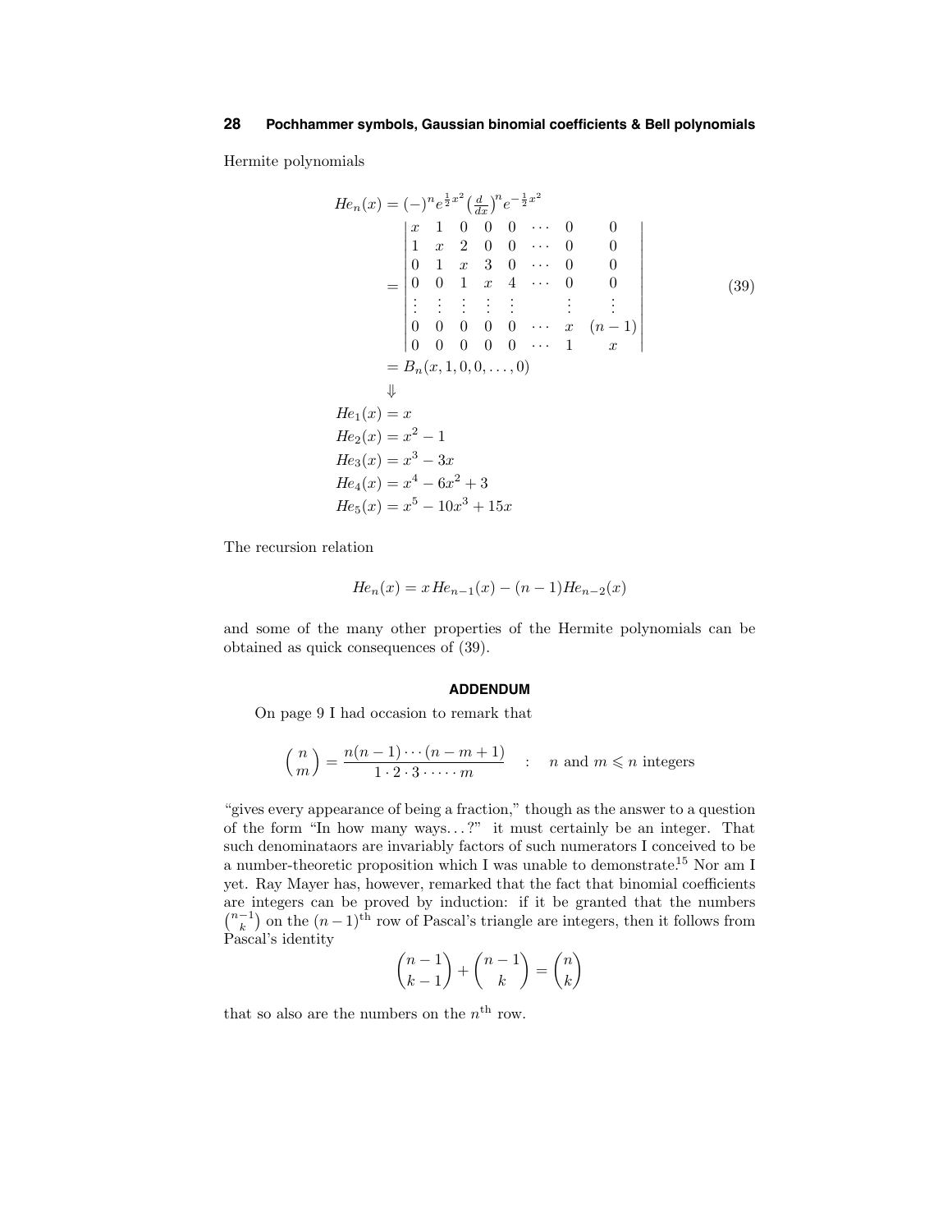Hermite polynomials

$$
\begin{aligned}
He_n(x) &= (-)^n e^{\frac{1}{2}x^2}\left(\tfrac{d}{dx}\right)^n e^{-\frac{1}{2}x^2} \\
&= \begin{vmatrix}
x & 1 & 0 & 0 & 0 & \cdots & 0 & 0 \\
1 & x & 2 & 0 & 0 & \cdots & 0 & 0 \\
0 & 1 & x & 3 & 0 & \cdots & 0 & 0 \\
0 & 0 & 1 & x & 4 & \cdots & 0 & 0 \\
\vdots & \vdots & \vdots & \vdots & \vdots & & \vdots & \vdots \\
0 & 0 & 0 & 0 & 0 & \cdots & x & (n-1) \\
0 & 0 & 0 & 0 & 0 & \cdots & 1 & x
\end{vmatrix} \qquad (39) \\
&= B_n(x, 1, 0, 0, \ldots, 0) \\
&\Downarrow \\
He_1(x) &= x \\
He_2(x) &= x^2 - 1 \\
He_3(x) &= x^3 - 3x \\
He_4(x) &= x^4 - 6x^2 + 3 \\
He_5(x) &= x^5 - 10x^3 + 15x
\end{aligned}
$$

The recursion relation

$$
He_n(x) = x\,He_{n-1}(x) - (n-1)He_{n-2}(x)
$$

and some of the many other properties of the Hermite polynomials can be obtained as quick consequences of (39).

## ADDENDUM

On page 9 I had occasion to remark that

$$
\binom{n}{m} = \frac{n(n-1)\cdots(n-m+1)}{1 \cdot 2 \cdot 3 \cdot \cdots \cdot m} \quad : \quad n \text{ and } m \leqslant n \text{ integers}
$$

"gives every appearance of being a fraction," though as the answer to a question of the form "In how many ways...?" it must certainly be an integer. That such denominataors are invariably factors of such numerators I conceived to be a number-theoretic proposition which I was unable to demonstrate.[15] Nor am I yet. Ray Mayer has, however, remarked that the fact that binomial coefficients are integers can be proved by induction: if it be granted that the numbers $\binom{n-1}{k}$ on the $(n-1)^{\text{th}}$ row of Pascal's triangle are integers, then it follows from Pascal's identity

$$
\binom{n-1}{k-1} + \binom{n-1}{k} = \binom{n}{k}
$$

that so also are the numbers on the $n^{\text{th}}$ row.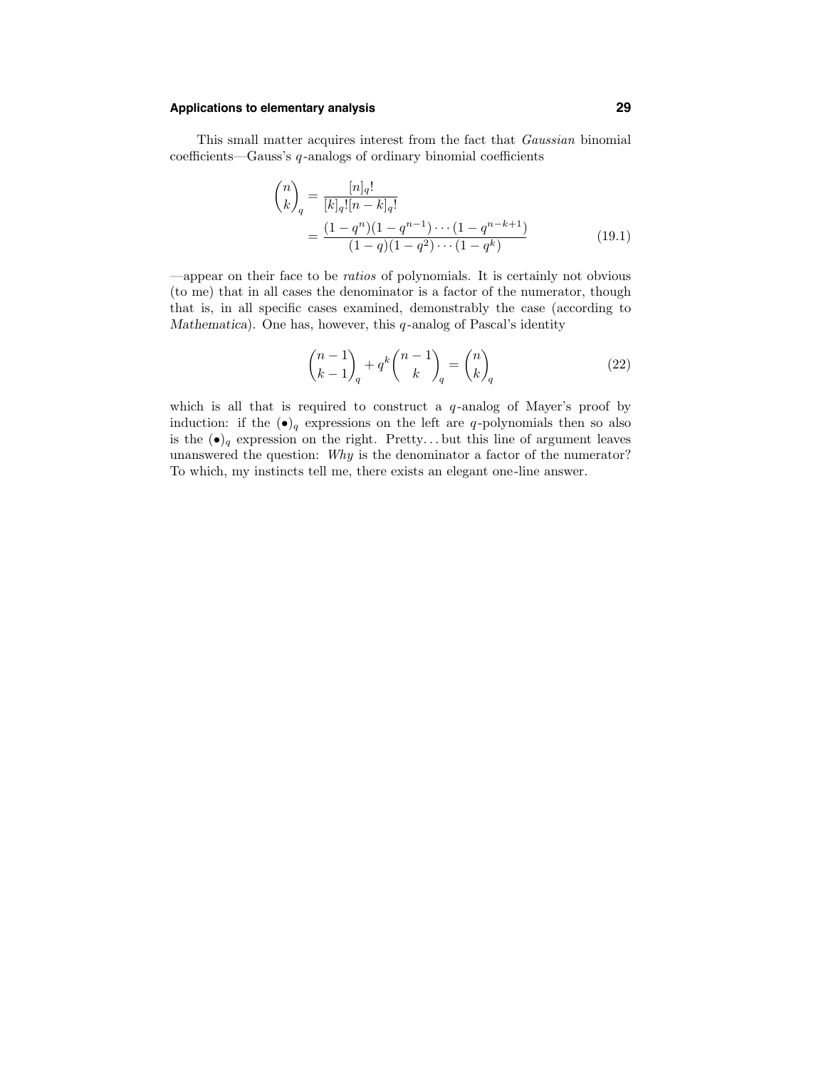This small matter acquires interest from the fact that *Gaussian* binomial coefficients—Gauss's $q$-analogs of ordinary binomial coefficients

$$\begin{aligned}
\binom{n}{k}_q &= \frac{[n]_q!}{[k]_q![n-k]_q!} \\
&= \frac{(1-q^n)(1-q^{n-1})\cdots(1-q^{n-k+1})}{(1-q)(1-q^2)\cdots(1-q^k)}
\end{aligned} \tag{19.1}$$

—appear on their face to be *ratios* of polynomials. It is certainly not obvious (to me) that in all cases the denominator is a factor of the numerator, though that is, in all specific cases examined, demonstrably the case (according to *Mathematica*). One has, however, this $q$-analog of Pascal's identity

$$\binom{n-1}{k-1}_q + q^k\binom{n-1}{k}_q = \binom{n}{k}_q \tag{22}$$

which is all that is required to construct a $q$-analog of Mayer's proof by induction: if the $(\bullet)_q$ expressions on the left are $q$-polynomials then so also is the $(\bullet)_q$ expression on the right. Pretty... but this line of argument leaves unanswered the question: *Why* is the denominator a factor of the numerator? To which, my instincts tell me, there exists an elegant one-line answer.